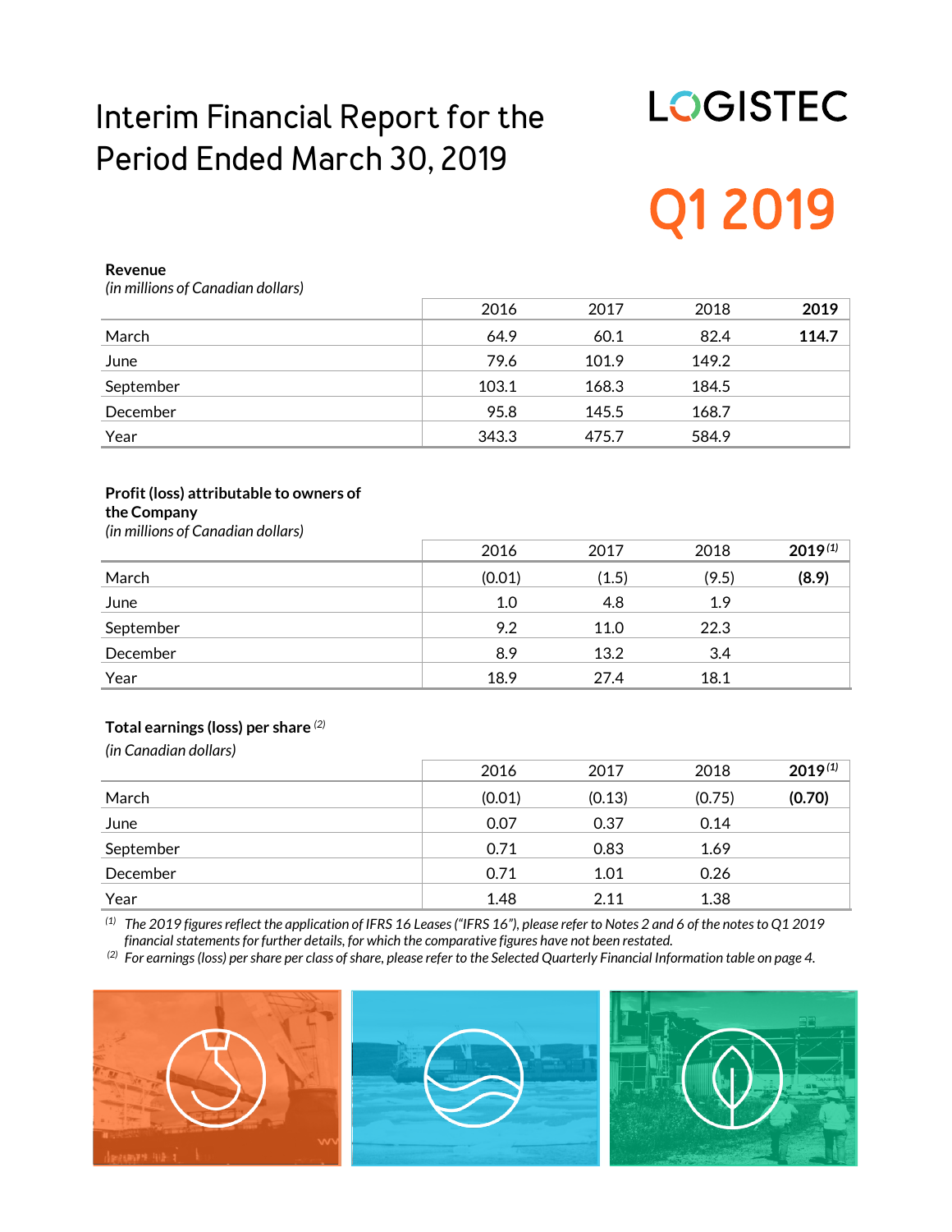# Interim Financial Report for the Period Ended March 30, 2019

LOGISTEC

# Q1 2019

**Revenue**
*(in millions of Canadian dollars)*

| | 2016 | 2017 | 2018 | **2019** |
|---|---|---|---|---|
| March | 64.9 | 60.1 | 82.4 | **114.7** |
| June | 79.6 | 101.9 | 149.2 | |
| September | 103.1 | 168.3 | 184.5 | |
| December | 95.8 | 145.5 | 168.7 | |
| Year | 343.3 | 475.7 | 584.9 | |

**Profit (loss) attributable to owners of the Company**
*(in millions of Canadian dollars)*

| | 2016 | 2017 | 2018 | **2019** [(1)] |
|---|---|---|---|---|
| March | (0.01) | (1.5) | (9.5) | **(8.9)** |
| June | 1.0 | 4.8 | 1.9 | |
| September | 9.2 | 11.0 | 22.3 | |
| December | 8.9 | 13.2 | 3.4 | |
| Year | 18.9 | 27.4 | 18.1 | |

**Total earnings (loss) per share** [(2)]
*(in Canadian dollars)*

| | 2016 | 2017 | 2018 | **2019** [(1)] |
|---|---|---|---|---|
| March | (0.01) | (0.13) | (0.75) | **(0.70)** |
| June | 0.07 | 0.37 | 0.14 | |
| September | 0.71 | 0.83 | 1.69 | |
| December | 0.71 | 1.01 | 0.26 | |
| Year | 1.48 | 2.11 | 1.38 | |

[(1)] *The 2019 figures reflect the application of IFRS 16 Leases ("IFRS 16"), please refer to Notes 2 and 6 of the notes to Q1 2019 financial statements for further details, for which the comparative figures have not been restated.*

[(2)] *For earnings (loss) per share per class of share, please refer to the Selected Quarterly Financial Information table on page 4.*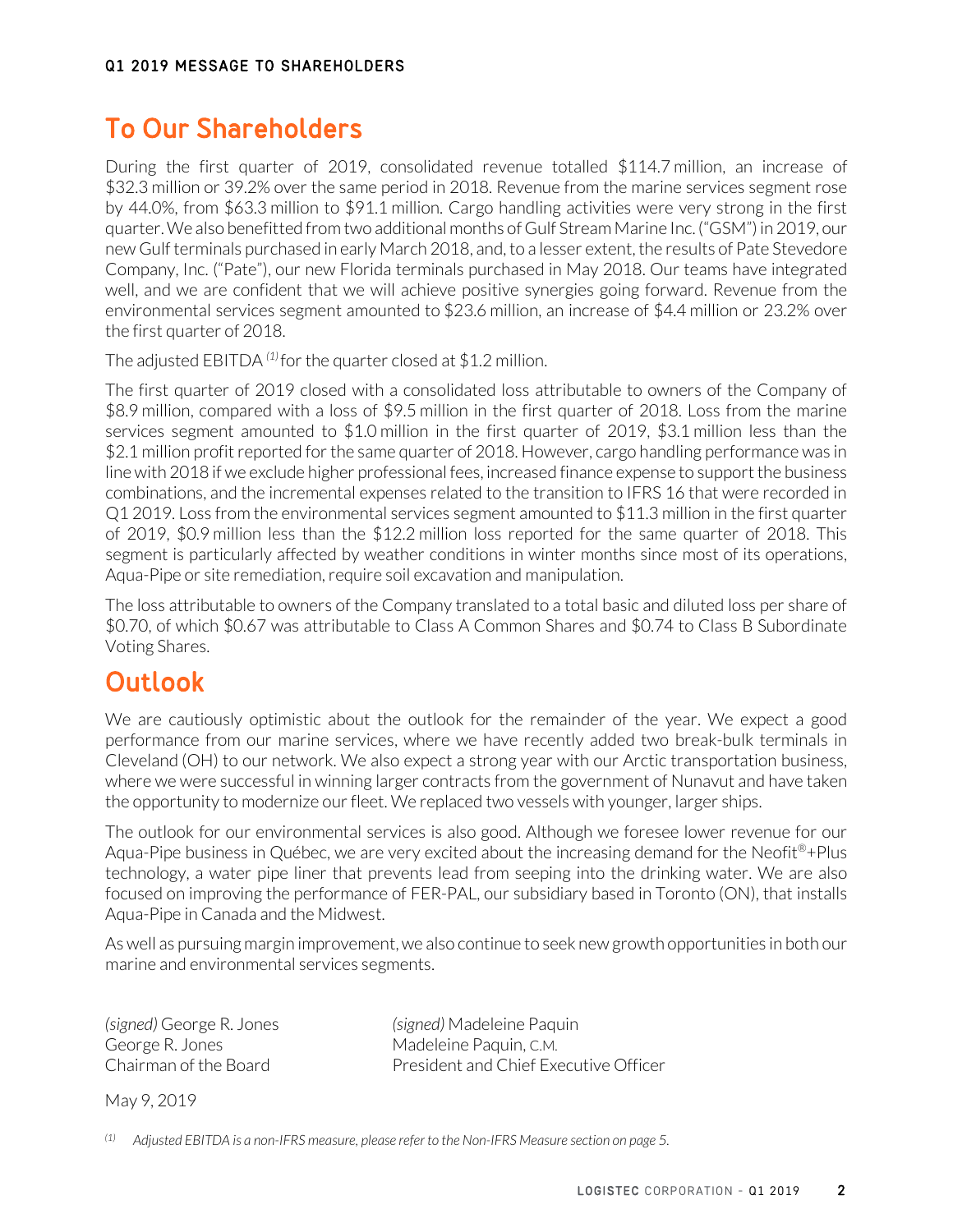## To Our Shareholders

During the first quarter of 2019, consolidated revenue totalled $114.7 million, an increase of $32.3 million or 39.2% over the same period in 2018. Revenue from the marine services segment rose by 44.0%, from $63.3 million to $91.1 million. Cargo handling activities were very strong in the first quarter. We also benefitted from two additional months of Gulf Stream Marine Inc. ("GSM") in 2019, our new Gulf terminals purchased in early March 2018, and, to a lesser extent, the results of Pate Stevedore Company, Inc. ("Pate"), our new Florida terminals purchased in May 2018. Our teams have integrated well, and we are confident that we will achieve positive synergies going forward. Revenue from the environmental services segment amounted to $23.6 million, an increase of $4.4 million or 23.2% over the first quarter of 2018.

The adjusted EBITDA [(1)] for the quarter closed at $1.2 million.

The first quarter of 2019 closed with a consolidated loss attributable to owners of the Company of $8.9 million, compared with a loss of $9.5 million in the first quarter of 2018. Loss from the marine services segment amounted to $1.0 million in the first quarter of 2019, $3.1 million less than the $2.1 million profit reported for the same quarter of 2018. However, cargo handling performance was in line with 2018 if we exclude higher professional fees, increased finance expense to support the business combinations, and the incremental expenses related to the transition to IFRS 16 that were recorded in Q1 2019. Loss from the environmental services segment amounted to $11.3 million in the first quarter of 2019, $0.9 million less than the $12.2 million loss reported for the same quarter of 2018. This segment is particularly affected by weather conditions in winter months since most of its operations, Aqua-Pipe or site remediation, require soil excavation and manipulation.

The loss attributable to owners of the Company translated to a total basic and diluted loss per share of $0.70, of which $0.67 was attributable to Class A Common Shares and $0.74 to Class B Subordinate Voting Shares.

## Outlook

We are cautiously optimistic about the outlook for the remainder of the year. We expect a good performance from our marine services, where we have recently added two break-bulk terminals in Cleveland (OH) to our network. We also expect a strong year with our Arctic transportation business, where we were successful in winning larger contracts from the government of Nunavut and have taken the opportunity to modernize our fleet. We replaced two vessels with younger, larger ships.

The outlook for our environmental services is also good. Although we foresee lower revenue for our Aqua-Pipe business in Québec, we are very excited about the increasing demand for the Neofit®+Plus technology, a water pipe liner that prevents lead from seeping into the drinking water. We are also focused on improving the performance of FER-PAL, our subsidiary based in Toronto (ON), that installs Aqua-Pipe in Canada and the Midwest.

As well as pursuing margin improvement, we also continue to seek new growth opportunities in both our marine and environmental services segments.

| | |
|---|---|
| *(signed)* George R. Jones | *(signed)* Madeleine Paquin |
| George R. Jones | Madeleine Paquin, C.M. |
| Chairman of the Board | President and Chief Executive Officer |

May 9, 2019

(1) *Adjusted EBITDA is a non-IFRS measure, please refer to the Non-IFRS Measure section on page 5.*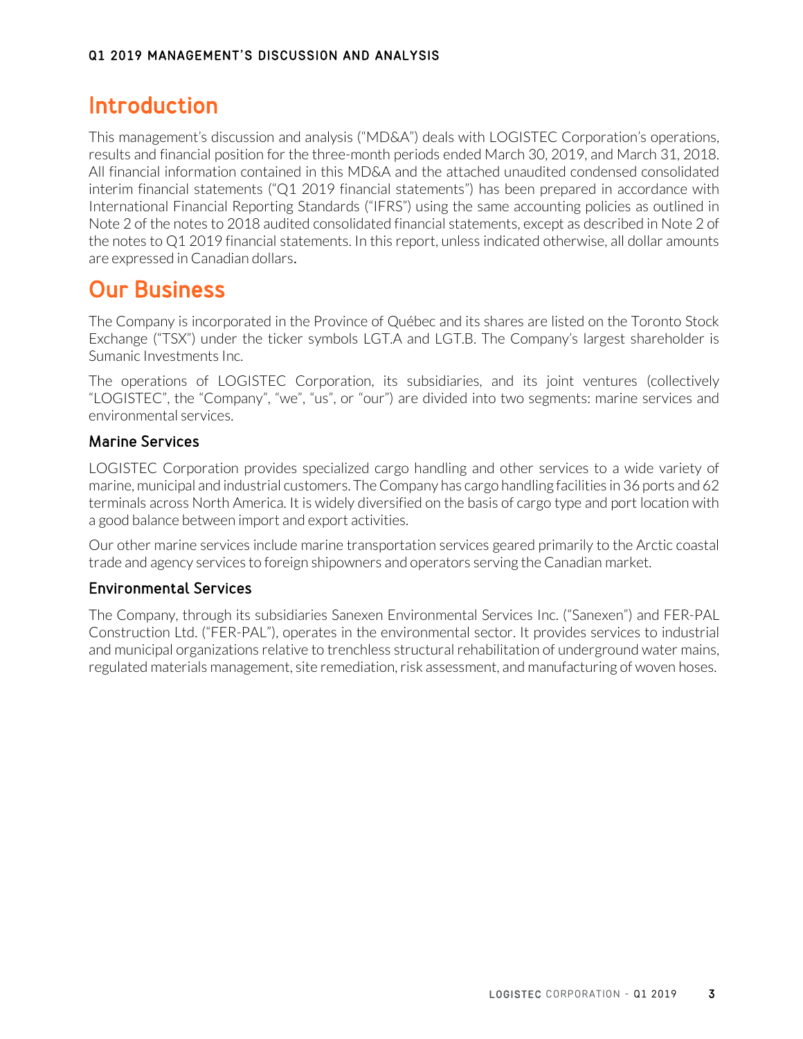# Introduction

This management's discussion and analysis ("MD&A") deals with LOGISTEC Corporation's operations, results and financial position for the three-month periods ended March 30, 2019, and March 31, 2018. All financial information contained in this MD&A and the attached unaudited condensed consolidated interim financial statements ("Q1 2019 financial statements") has been prepared in accordance with International Financial Reporting Standards ("IFRS") using the same accounting policies as outlined in Note 2 of the notes to 2018 audited consolidated financial statements, except as described in Note 2 of the notes to Q1 2019 financial statements. In this report, unless indicated otherwise, all dollar amounts are expressed in Canadian dollars.

# Our Business

The Company is incorporated in the Province of Québec and its shares are listed on the Toronto Stock Exchange ("TSX") under the ticker symbols LGT.A and LGT.B. The Company's largest shareholder is Sumanic Investments Inc.

The operations of LOGISTEC Corporation, its subsidiaries, and its joint ventures (collectively "LOGISTEC", the "Company", "we", "us", or "our") are divided into two segments: marine services and environmental services.

## Marine Services

LOGISTEC Corporation provides specialized cargo handling and other services to a wide variety of marine, municipal and industrial customers. The Company has cargo handling facilities in 36 ports and 62 terminals across North America. It is widely diversified on the basis of cargo type and port location with a good balance between import and export activities.

Our other marine services include marine transportation services geared primarily to the Arctic coastal trade and agency services to foreign shipowners and operators serving the Canadian market.

## Environmental Services

The Company, through its subsidiaries Sanexen Environmental Services Inc. ("Sanexen") and FER-PAL Construction Ltd. ("FER-PAL"), operates in the environmental sector. It provides services to industrial and municipal organizations relative to trenchless structural rehabilitation of underground water mains, regulated materials management, site remediation, risk assessment, and manufacturing of woven hoses.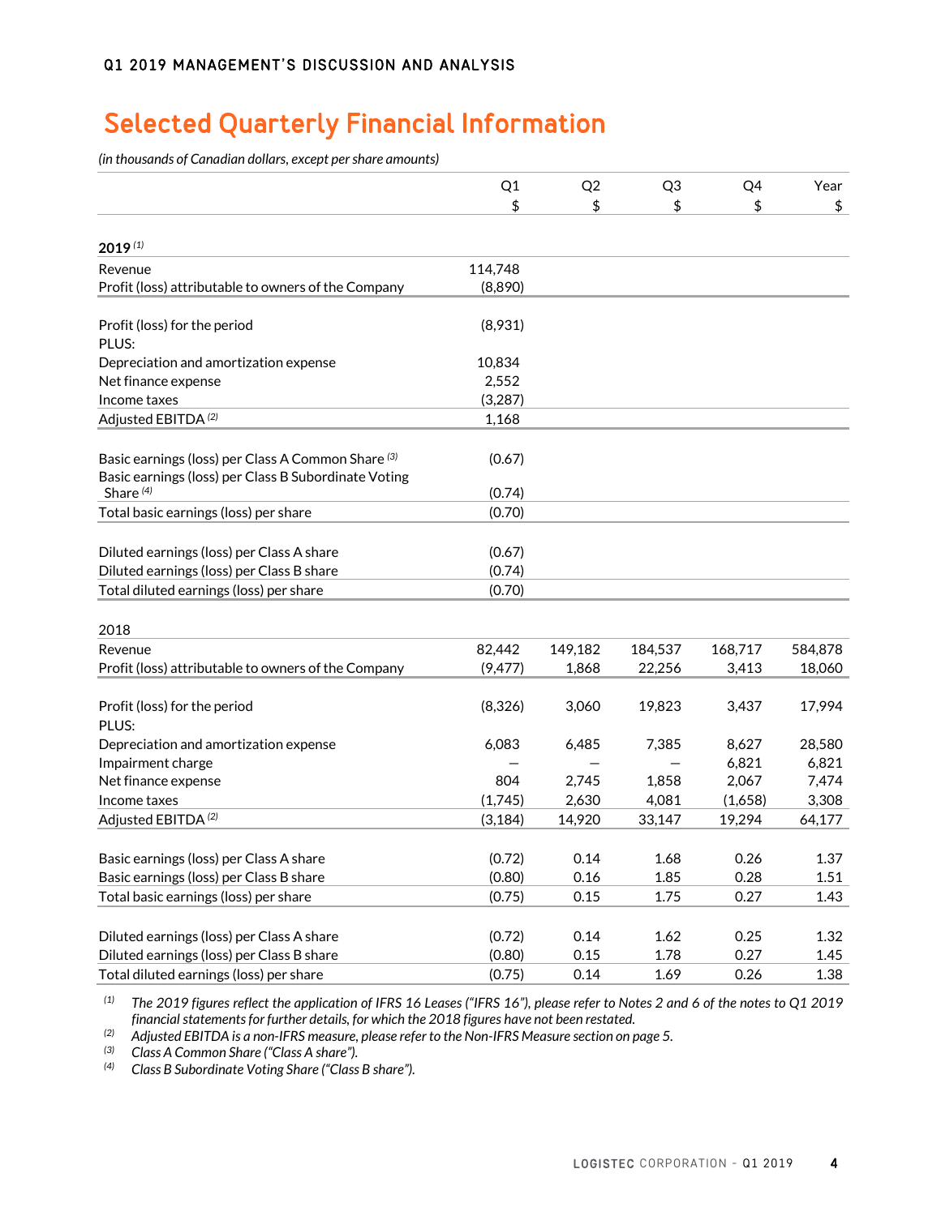# Selected Quarterly Financial Information

*(in thousands of Canadian dollars, except per share amounts)*

| | Q1<br>$ | Q2<br>$ | Q3<br>$ | Q4<br>$ | Year<br>$ |
|---|---|---|---|---|---|
| **2019** [(1)] | | | | | |
| Revenue | 114,748 | | | | |
| Profit (loss) attributable to owners of the Company | (8,890) | | | | |
| | | | | | |
| Profit (loss) for the period | (8,931) | | | | |
| PLUS: | | | | | |
| Depreciation and amortization expense | 10,834 | | | | |
| Net finance expense | 2,552 | | | | |
| Income taxes | (3,287) | | | | |
| Adjusted EBITDA [(2)] | 1,168 | | | | |
| | | | | | |
| Basic earnings (loss) per Class A Common Share [(3)] | (0.67) | | | | |
| Basic earnings (loss) per Class B Subordinate Voting Share [(4)] | (0.74) | | | | |
| Total basic earnings (loss) per share | (0.70) | | | | |
| | | | | | |
| Diluted earnings (loss) per Class A share | (0.67) | | | | |
| Diluted earnings (loss) per Class B share | (0.74) | | | | |
| Total diluted earnings (loss) per share | (0.70) | | | | |
| | | | | | |
| 2018 | | | | | |
| Revenue | 82,442 | 149,182 | 184,537 | 168,717 | 584,878 |
| Profit (loss) attributable to owners of the Company | (9,477) | 1,868 | 22,256 | 3,413 | 18,060 |
| | | | | | |
| Profit (loss) for the period | (8,326) | 3,060 | 19,823 | 3,437 | 17,994 |
| PLUS: | | | | | |
| Depreciation and amortization expense | 6,083 | 6,485 | 7,385 | 8,627 | 28,580 |
| Impairment charge | — | — | — | 6,821 | 6,821 |
| Net finance expense | 804 | 2,745 | 1,858 | 2,067 | 7,474 |
| Income taxes | (1,745) | 2,630 | 4,081 | (1,658) | 3,308 |
| Adjusted EBITDA [(2)] | (3,184) | 14,920 | 33,147 | 19,294 | 64,177 |
| | | | | | |
| Basic earnings (loss) per Class A share | (0.72) | 0.14 | 1.68 | 0.26 | 1.37 |
| Basic earnings (loss) per Class B share | (0.80) | 0.16 | 1.85 | 0.28 | 1.51 |
| Total basic earnings (loss) per share | (0.75) | 0.15 | 1.75 | 0.27 | 1.43 |
| | | | | | |
| Diluted earnings (loss) per Class A share | (0.72) | 0.14 | 1.62 | 0.25 | 1.32 |
| Diluted earnings (loss) per Class B share | (0.80) | 0.15 | 1.78 | 0.27 | 1.45 |
| Total diluted earnings (loss) per share | (0.75) | 0.14 | 1.69 | 0.26 | 1.38 |

(1) *The 2019 figures reflect the application of IFRS 16 Leases ("IFRS 16"), please refer to Notes 2 and 6 of the notes to Q1 2019 financial statements for further details, for which the 2018 figures have not been restated.*

(2) *Adjusted EBITDA is a non-IFRS measure, please refer to the Non-IFRS Measure section on page 5.*

(3) *Class A Common Share ("Class A share").*

(4) *Class B Subordinate Voting Share ("Class B share").*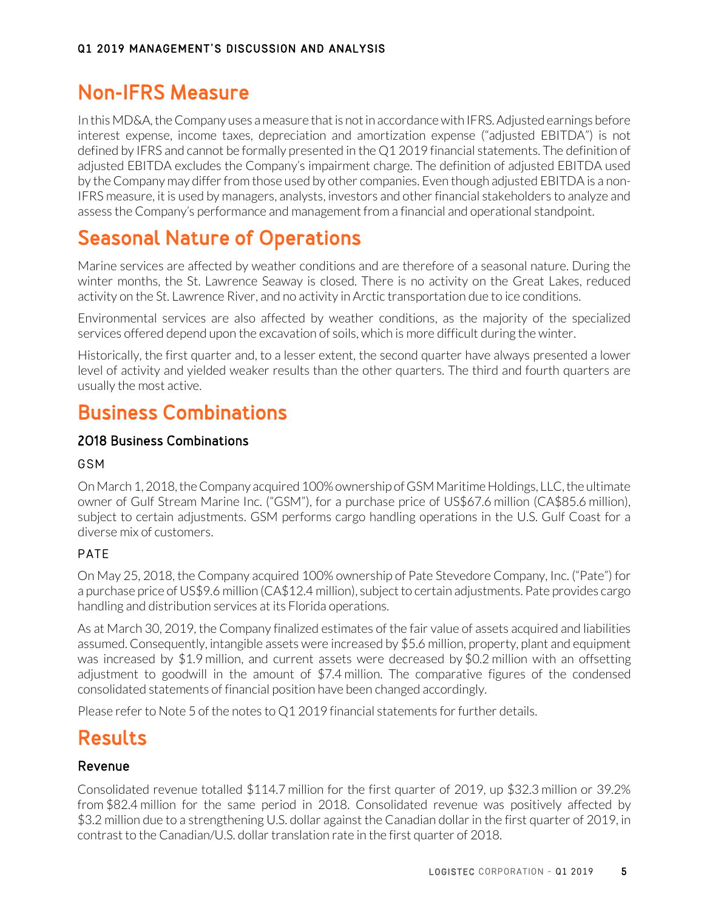# Non-IFRS Measure

In this MD&A, the Company uses a measure that is not in accordance with IFRS. Adjusted earnings before interest expense, income taxes, depreciation and amortization expense ("adjusted EBITDA") is not defined by IFRS and cannot be formally presented in the Q1 2019 financial statements. The definition of adjusted EBITDA excludes the Company's impairment charge. The definition of adjusted EBITDA used by the Company may differ from those used by other companies. Even though adjusted EBITDA is a non-IFRS measure, it is used by managers, analysts, investors and other financial stakeholders to analyze and assess the Company's performance and management from a financial and operational standpoint.

# Seasonal Nature of Operations

Marine services are affected by weather conditions and are therefore of a seasonal nature. During the winter months, the St. Lawrence Seaway is closed. There is no activity on the Great Lakes, reduced activity on the St. Lawrence River, and no activity in Arctic transportation due to ice conditions.

Environmental services are also affected by weather conditions, as the majority of the specialized services offered depend upon the excavation of soils, which is more difficult during the winter.

Historically, the first quarter and, to a lesser extent, the second quarter have always presented a lower level of activity and yielded weaker results than the other quarters. The third and fourth quarters are usually the most active.

# Business Combinations

## 2018 Business Combinations

### GSM

On March 1, 2018, the Company acquired 100% ownership of GSM Maritime Holdings, LLC, the ultimate owner of Gulf Stream Marine Inc. ("GSM"), for a purchase price of US$67.6 million (CA$85.6 million), subject to certain adjustments. GSM performs cargo handling operations in the U.S. Gulf Coast for a diverse mix of customers.

### PATE

On May 25, 2018, the Company acquired 100% ownership of Pate Stevedore Company, Inc. ("Pate") for a purchase price of US$9.6 million (CA$12.4 million), subject to certain adjustments. Pate provides cargo handling and distribution services at its Florida operations.

As at March 30, 2019, the Company finalized estimates of the fair value of assets acquired and liabilities assumed. Consequently, intangible assets were increased by $5.6 million, property, plant and equipment was increased by $1.9 million, and current assets were decreased by $0.2 million with an offsetting adjustment to goodwill in the amount of $7.4 million. The comparative figures of the condensed consolidated statements of financial position have been changed accordingly.

Please refer to Note 5 of the notes to Q1 2019 financial statements for further details.

# Results

## Revenue

Consolidated revenue totalled $114.7 million for the first quarter of 2019, up $32.3 million or 39.2% from $82.4 million for the same period in 2018. Consolidated revenue was positively affected by $3.2 million due to a strengthening U.S. dollar against the Canadian dollar in the first quarter of 2019, in contrast to the Canadian/U.S. dollar translation rate in the first quarter of 2018.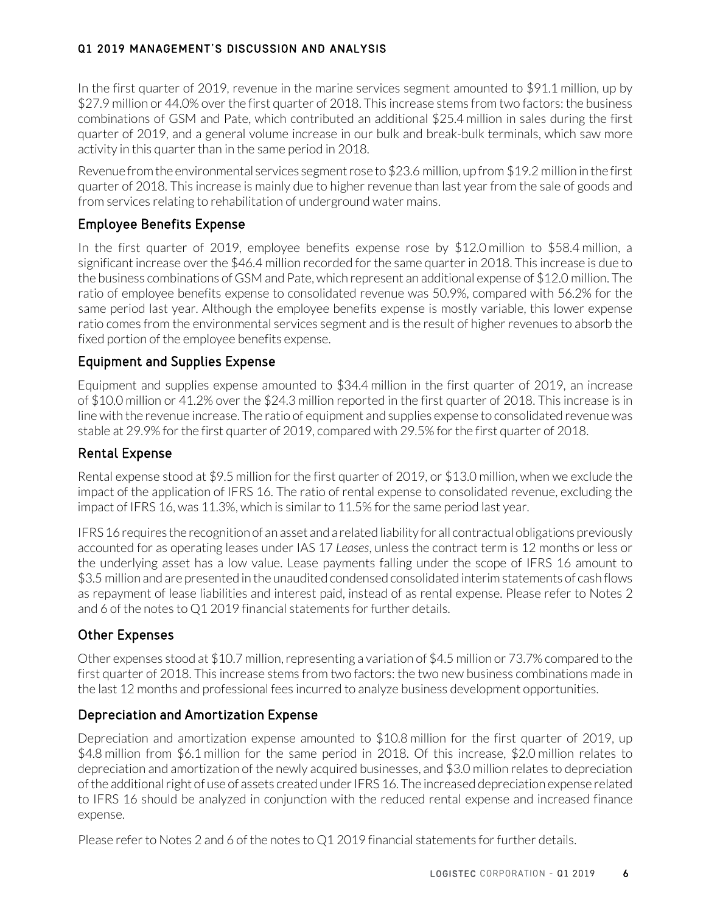In the first quarter of 2019, revenue in the marine services segment amounted to $91.1 million, up by $27.9 million or 44.0% over the first quarter of 2018. This increase stems from two factors: the business combinations of GSM and Pate, which contributed an additional $25.4 million in sales during the first quarter of 2019, and a general volume increase in our bulk and break-bulk terminals, which saw more activity in this quarter than in the same period in 2018.

Revenue from the environmental services segment rose to $23.6 million, up from $19.2 million in the first quarter of 2018. This increase is mainly due to higher revenue than last year from the sale of goods and from services relating to rehabilitation of underground water mains.

## Employee Benefits Expense

In the first quarter of 2019, employee benefits expense rose by $12.0 million to $58.4 million, a significant increase over the $46.4 million recorded for the same quarter in 2018. This increase is due to the business combinations of GSM and Pate, which represent an additional expense of $12.0 million. The ratio of employee benefits expense to consolidated revenue was 50.9%, compared with 56.2% for the same period last year. Although the employee benefits expense is mostly variable, this lower expense ratio comes from the environmental services segment and is the result of higher revenues to absorb the fixed portion of the employee benefits expense.

## Equipment and Supplies Expense

Equipment and supplies expense amounted to $34.4 million in the first quarter of 2019, an increase of $10.0 million or 41.2% over the $24.3 million reported in the first quarter of 2018. This increase is in line with the revenue increase. The ratio of equipment and supplies expense to consolidated revenue was stable at 29.9% for the first quarter of 2019, compared with 29.5% for the first quarter of 2018.

## Rental Expense

Rental expense stood at $9.5 million for the first quarter of 2019, or $13.0 million, when we exclude the impact of the application of IFRS 16. The ratio of rental expense to consolidated revenue, excluding the impact of IFRS 16, was 11.3%, which is similar to 11.5% for the same period last year.

IFRS 16 requires the recognition of an asset and a related liability for all contractual obligations previously accounted for as operating leases under IAS 17 *Leases*, unless the contract term is 12 months or less or the underlying asset has a low value. Lease payments falling under the scope of IFRS 16 amount to $3.5 million and are presented in the unaudited condensed consolidated interim statements of cash flows as repayment of lease liabilities and interest paid, instead of as rental expense. Please refer to Notes 2 and 6 of the notes to Q1 2019 financial statements for further details.

## Other Expenses

Other expenses stood at $10.7 million, representing a variation of $4.5 million or 73.7% compared to the first quarter of 2018. This increase stems from two factors: the two new business combinations made in the last 12 months and professional fees incurred to analyze business development opportunities.

## Depreciation and Amortization Expense

Depreciation and amortization expense amounted to $10.8 million for the first quarter of 2019, up $4.8 million from $6.1 million for the same period in 2018. Of this increase, $2.0 million relates to depreciation and amortization of the newly acquired businesses, and $3.0 million relates to depreciation of the additional right of use of assets created under IFRS 16. The increased depreciation expense related to IFRS 16 should be analyzed in conjunction with the reduced rental expense and increased finance expense.

Please refer to Notes 2 and 6 of the notes to Q1 2019 financial statements for further details.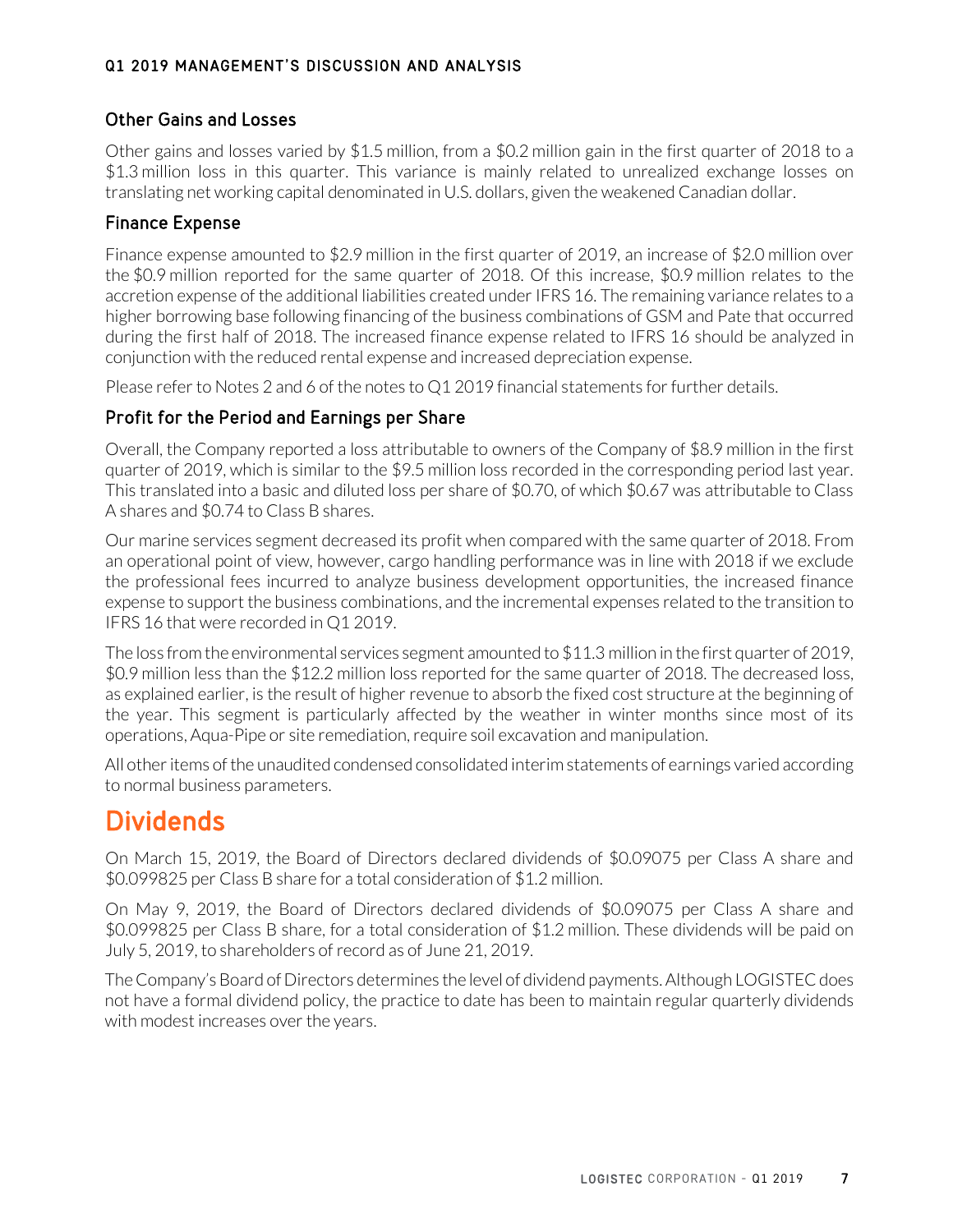### Other Gains and Losses

Other gains and losses varied by $1.5 million, from a $0.2 million gain in the first quarter of 2018 to a $1.3 million loss in this quarter. This variance is mainly related to unrealized exchange losses on translating net working capital denominated in U.S. dollars, given the weakened Canadian dollar.

### Finance Expense

Finance expense amounted to $2.9 million in the first quarter of 2019, an increase of $2.0 million over the $0.9 million reported for the same quarter of 2018. Of this increase, $0.9 million relates to the accretion expense of the additional liabilities created under IFRS 16. The remaining variance relates to a higher borrowing base following financing of the business combinations of GSM and Pate that occurred during the first half of 2018. The increased finance expense related to IFRS 16 should be analyzed in conjunction with the reduced rental expense and increased depreciation expense.

Please refer to Notes 2 and 6 of the notes to Q1 2019 financial statements for further details.

### Profit for the Period and Earnings per Share

Overall, the Company reported a loss attributable to owners of the Company of $8.9 million in the first quarter of 2019, which is similar to the $9.5 million loss recorded in the corresponding period last year. This translated into a basic and diluted loss per share of $0.70, of which $0.67 was attributable to Class A shares and $0.74 to Class B shares.

Our marine services segment decreased its profit when compared with the same quarter of 2018. From an operational point of view, however, cargo handling performance was in line with 2018 if we exclude the professional fees incurred to analyze business development opportunities, the increased finance expense to support the business combinations, and the incremental expenses related to the transition to IFRS 16 that were recorded in Q1 2019.

The loss from the environmental services segment amounted to $11.3 million in the first quarter of 2019, $0.9 million less than the $12.2 million loss reported for the same quarter of 2018. The decreased loss, as explained earlier, is the result of higher revenue to absorb the fixed cost structure at the beginning of the year. This segment is particularly affected by the weather in winter months since most of its operations, Aqua-Pipe or site remediation, require soil excavation and manipulation.

All other items of the unaudited condensed consolidated interim statements of earnings varied according to normal business parameters.

## Dividends

On March 15, 2019, the Board of Directors declared dividends of $0.09075 per Class A share and $0.099825 per Class B share for a total consideration of $1.2 million.

On May 9, 2019, the Board of Directors declared dividends of $0.09075 per Class A share and $0.099825 per Class B share, for a total consideration of $1.2 million. These dividends will be paid on July 5, 2019, to shareholders of record as of June 21, 2019.

The Company's Board of Directors determines the level of dividend payments. Although LOGISTEC does not have a formal dividend policy, the practice to date has been to maintain regular quarterly dividends with modest increases over the years.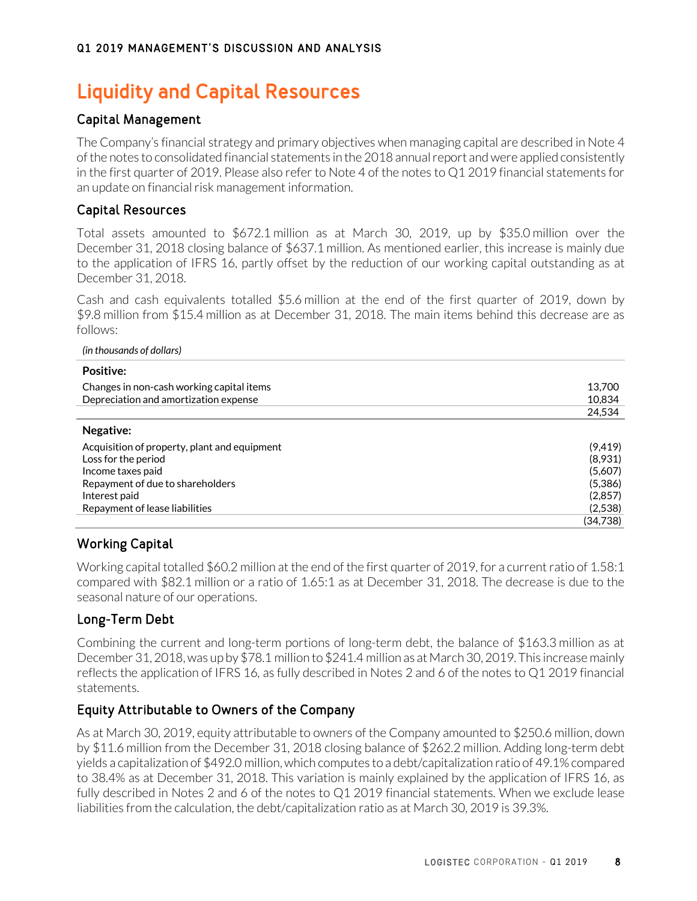# Liquidity and Capital Resources

## Capital Management

The Company's financial strategy and primary objectives when managing capital are described in Note 4 of the notes to consolidated financial statements in the 2018 annual report and were applied consistently in the first quarter of 2019. Please also refer to Note 4 of the notes to Q1 2019 financial statements for an update on financial risk management information.

## Capital Resources

Total assets amounted to $672.1 million as at March 30, 2019, up by $35.0 million over the December 31, 2018 closing balance of $637.1 million. As mentioned earlier, this increase is mainly due to the application of IFRS 16, partly offset by the reduction of our working capital outstanding as at December 31, 2018.

Cash and cash equivalents totalled $5.6 million at the end of the first quarter of 2019, down by $9.8 million from $15.4 million as at December 31, 2018. The main items behind this decrease are as follows:

*(in thousands of dollars)*

| | |
|---|---:|
| **Positive:** | |
| Changes in non-cash working capital items | 13,700 |
| Depreciation and amortization expense | 10,834 |
| | 24,534 |
| **Negative:** | |
| Acquisition of property, plant and equipment | (9,419) |
| Loss for the period | (8,931) |
| Income taxes paid | (5,607) |
| Repayment of due to shareholders | (5,386) |
| Interest paid | (2,857) |
| Repayment of lease liabilities | (2,538) |
| | (34,738) |

## Working Capital

Working capital totalled $60.2 million at the end of the first quarter of 2019, for a current ratio of 1.58:1 compared with $82.1 million or a ratio of 1.65:1 as at December 31, 2018. The decrease is due to the seasonal nature of our operations.

## Long-Term Debt

Combining the current and long-term portions of long-term debt, the balance of $163.3 million as at December 31, 2018, was up by $78.1 million to $241.4 million as at March 30, 2019. This increase mainly reflects the application of IFRS 16, as fully described in Notes 2 and 6 of the notes to Q1 2019 financial statements.

## Equity Attributable to Owners of the Company

As at March 30, 2019, equity attributable to owners of the Company amounted to $250.6 million, down by $11.6 million from the December 31, 2018 closing balance of $262.2 million. Adding long-term debt yields a capitalization of $492.0 million, which computes to a debt/capitalization ratio of 49.1% compared to 38.4% as at December 31, 2018. This variation is mainly explained by the application of IFRS 16, as fully described in Notes 2 and 6 of the notes to Q1 2019 financial statements. When we exclude lease liabilities from the calculation, the debt/capitalization ratio as at March 30, 2019 is 39.3%.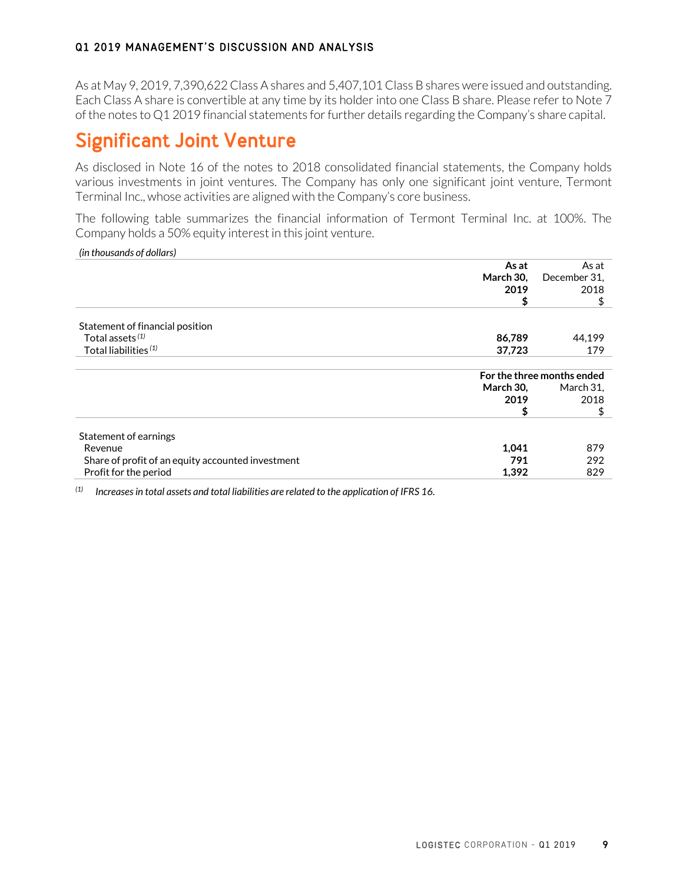As at May 9, 2019, 7,390,622 Class A shares and 5,407,101 Class B shares were issued and outstanding. Each Class A share is convertible at any time by its holder into one Class B share. Please refer to Note 7 of the notes to Q1 2019 financial statements for further details regarding the Company's share capital.

## Significant Joint Venture

As disclosed in Note 16 of the notes to 2018 consolidated financial statements, the Company holds various investments in joint ventures. The Company has only one significant joint venture, Termont Terminal Inc., whose activities are aligned with the Company's core business.

The following table summarizes the financial information of Termont Terminal Inc. at 100%. The Company holds a 50% equity interest in this joint venture.

*(in thousands of dollars)*

| | **As at March 30, 2019 $** | As at December 31, 2018 $ |
|---|---|---|
| Statement of financial position | | |
| Total assets [(1)] | **86,789** | 44,199 |
| Total liabilities [(1)] | **37,723** | 179 |
| | **For the three months ended** | |
| | **March 30, 2019 $** | March 31, 2018 $ |
| Statement of earnings | | |
| Revenue | **1,041** | 879 |
| Share of profit of an equity accounted investment | **791** | 292 |
| Profit for the period | **1,392** | 829 |

[(1)] *Increases in total assets and total liabilities are related to the application of IFRS 16.*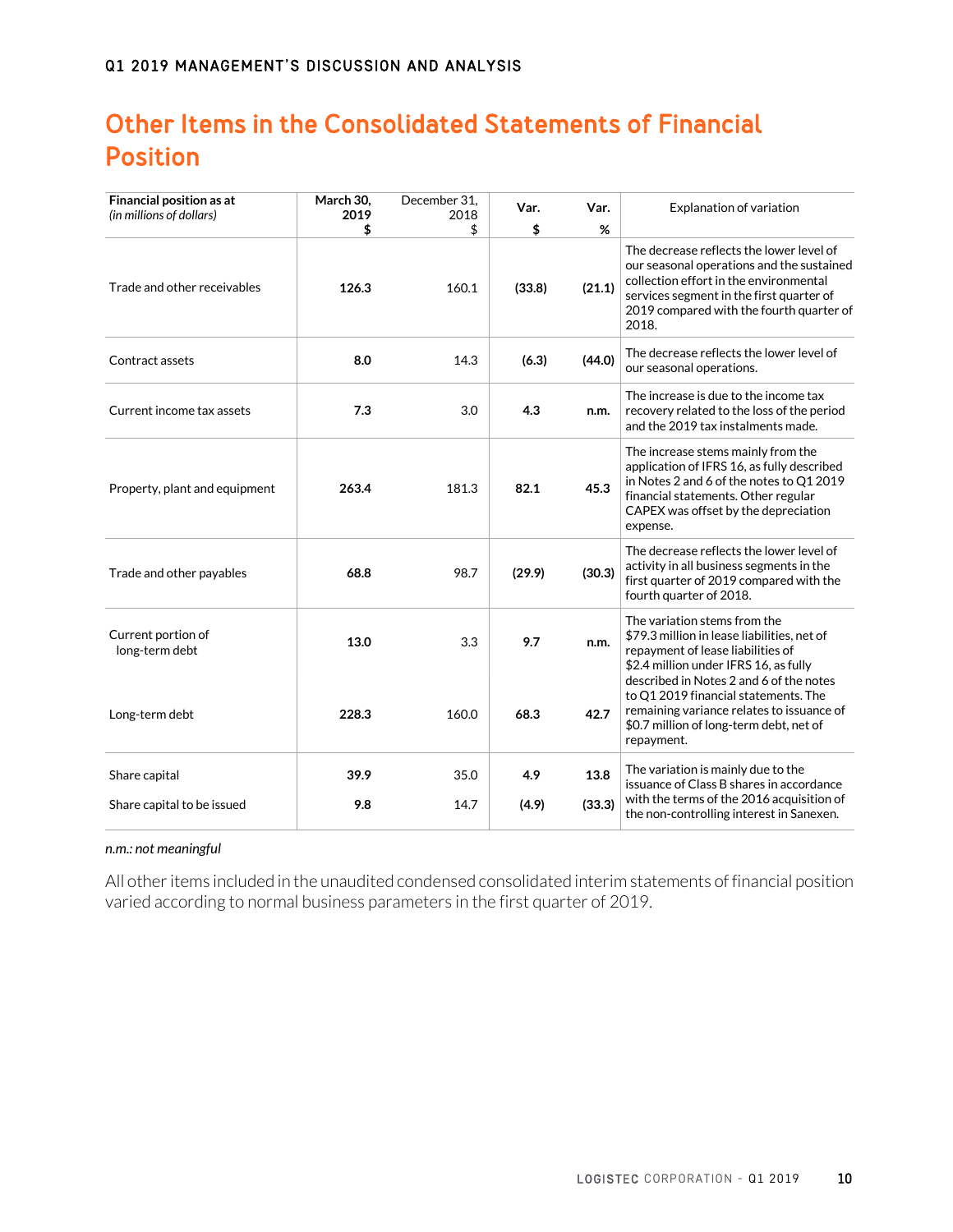# Other Items in the Consolidated Statements of Financial Position

| **Financial position as at** *(in millions of dollars)* | **March 30, 2019 $** | December 31, 2018 $ | **Var. $** | **Var. %** | Explanation of variation |
|---|---|---|---|---|---|
| Trade and other receivables | **126.3** | 160.1 | **(33.8)** | **(21.1)** | The decrease reflects the lower level of our seasonal operations and the sustained collection effort in the environmental services segment in the first quarter of 2019 compared with the fourth quarter of 2018. |
| Contract assets | **8.0** | 14.3 | **(6.3)** | **(44.0)** | The decrease reflects the lower level of our seasonal operations. |
| Current income tax assets | **7.3** | 3.0 | **4.3** | **n.m.** | The increase is due to the income tax recovery related to the loss of the period and the 2019 tax instalments made. |
| Property, plant and equipment | **263.4** | 181.3 | **82.1** | **45.3** | The increase stems mainly from the application of IFRS 16, as fully described in Notes 2 and 6 of the notes to Q1 2019 financial statements. Other regular CAPEX was offset by the depreciation expense. |
| Trade and other payables | **68.8** | 98.7 | **(29.9)** | **(30.3)** | The decrease reflects the lower level of activity in all business segments in the first quarter of 2019 compared with the fourth quarter of 2018. |
| Current portion of long-term debt | **13.0** | 3.3 | **9.7** | **n.m.** | The variation stems from the $79.3 million in lease liabilities, net of repayment of lease liabilities of $2.4 million under IFRS 16, as fully described in Notes 2 and 6 of the notes to Q1 2019 financial statements. The remaining variance relates to issuance of $0.7 million of long-term debt, net of repayment. |
| Long-term debt | **228.3** | 160.0 | **68.3** | **42.7** | |
| Share capital | **39.9** | 35.0 | **4.9** | **13.8** | The variation is mainly due to the issuance of Class B shares in accordance with the terms of the 2016 acquisition of the non-controlling interest in Sanexen. |
| Share capital to be issued | **9.8** | 14.7 | **(4.9)** | **(33.3)** | |

*n.m.: not meaningful*

All other items included in the unaudited condensed consolidated interim statements of financial position varied according to normal business parameters in the first quarter of 2019.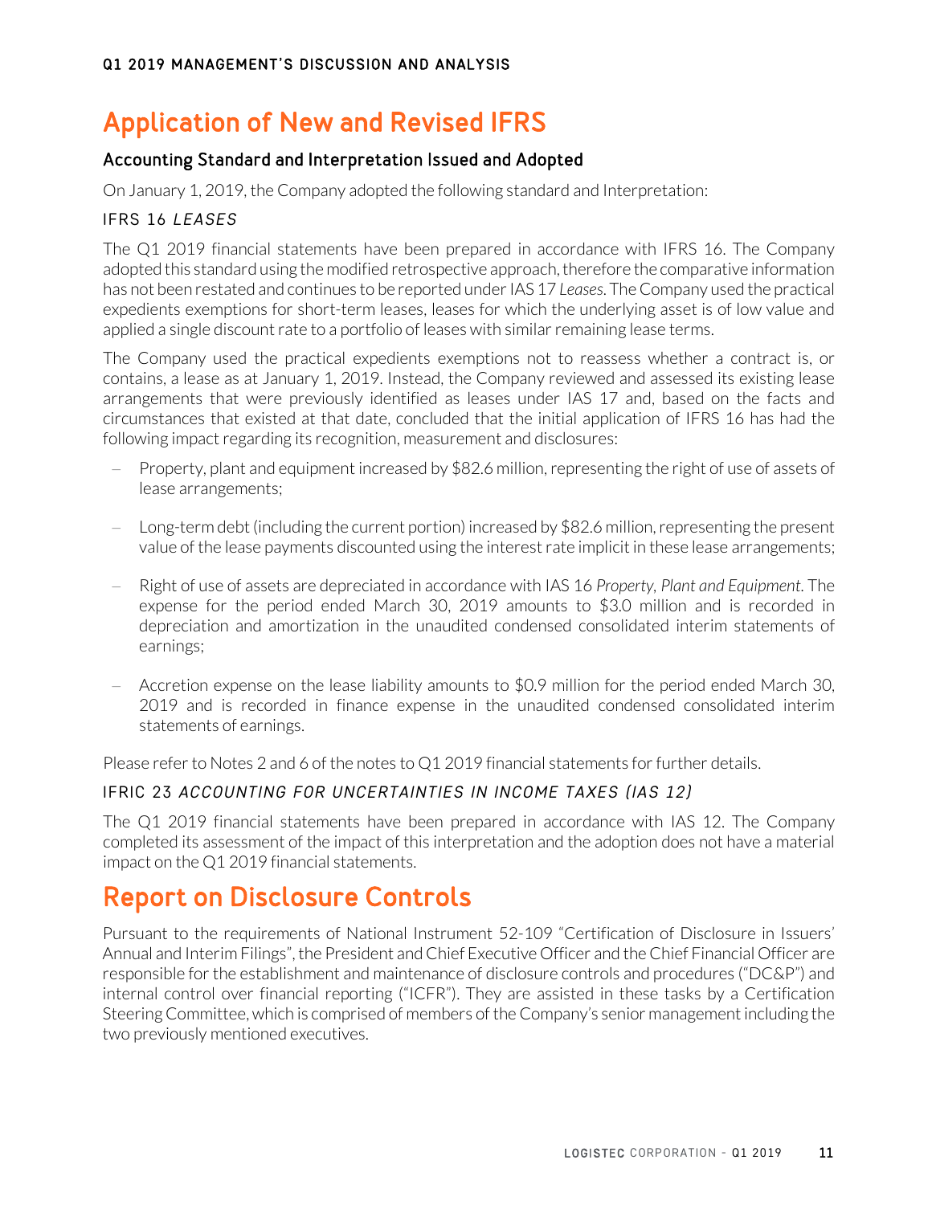# Application of New and Revised IFRS

## Accounting Standard and Interpretation Issued and Adopted

On January 1, 2019, the Company adopted the following standard and Interpretation:

### IFRS 16 *LEASES*

The Q1 2019 financial statements have been prepared in accordance with IFRS 16. The Company adopted this standard using the modified retrospective approach, therefore the comparative information has not been restated and continues to be reported under IAS 17 *Leases*. The Company used the practical expedients exemptions for short-term leases, leases for which the underlying asset is of low value and applied a single discount rate to a portfolio of leases with similar remaining lease terms.

The Company used the practical expedients exemptions not to reassess whether a contract is, or contains, a lease as at January 1, 2019. Instead, the Company reviewed and assessed its existing lease arrangements that were previously identified as leases under IAS 17 and, based on the facts and circumstances that existed at that date, concluded that the initial application of IFRS 16 has had the following impact regarding its recognition, measurement and disclosures:

- Property, plant and equipment increased by $82.6 million, representing the right of use of assets of lease arrangements;
- Long-term debt (including the current portion) increased by $82.6 million, representing the present value of the lease payments discounted using the interest rate implicit in these lease arrangements;
- Right of use of assets are depreciated in accordance with IAS 16 *Property, Plant and Equipment*. The expense for the period ended March 30, 2019 amounts to $3.0 million and is recorded in depreciation and amortization in the unaudited condensed consolidated interim statements of earnings;
- Accretion expense on the lease liability amounts to $0.9 million for the period ended March 30, 2019 and is recorded in finance expense in the unaudited condensed consolidated interim statements of earnings.

Please refer to Notes 2 and 6 of the notes to Q1 2019 financial statements for further details.

### IFRIC 23 *ACCOUNTING FOR UNCERTAINTIES IN INCOME TAXES (IAS 12)*

The Q1 2019 financial statements have been prepared in accordance with IAS 12. The Company completed its assessment of the impact of this interpretation and the adoption does not have a material impact on the Q1 2019 financial statements.

# Report on Disclosure Controls

Pursuant to the requirements of National Instrument 52-109 "Certification of Disclosure in Issuers' Annual and Interim Filings", the President and Chief Executive Officer and the Chief Financial Officer are responsible for the establishment and maintenance of disclosure controls and procedures ("DC&P") and internal control over financial reporting ("ICFR"). They are assisted in these tasks by a Certification Steering Committee, which is comprised of members of the Company's senior management including the two previously mentioned executives.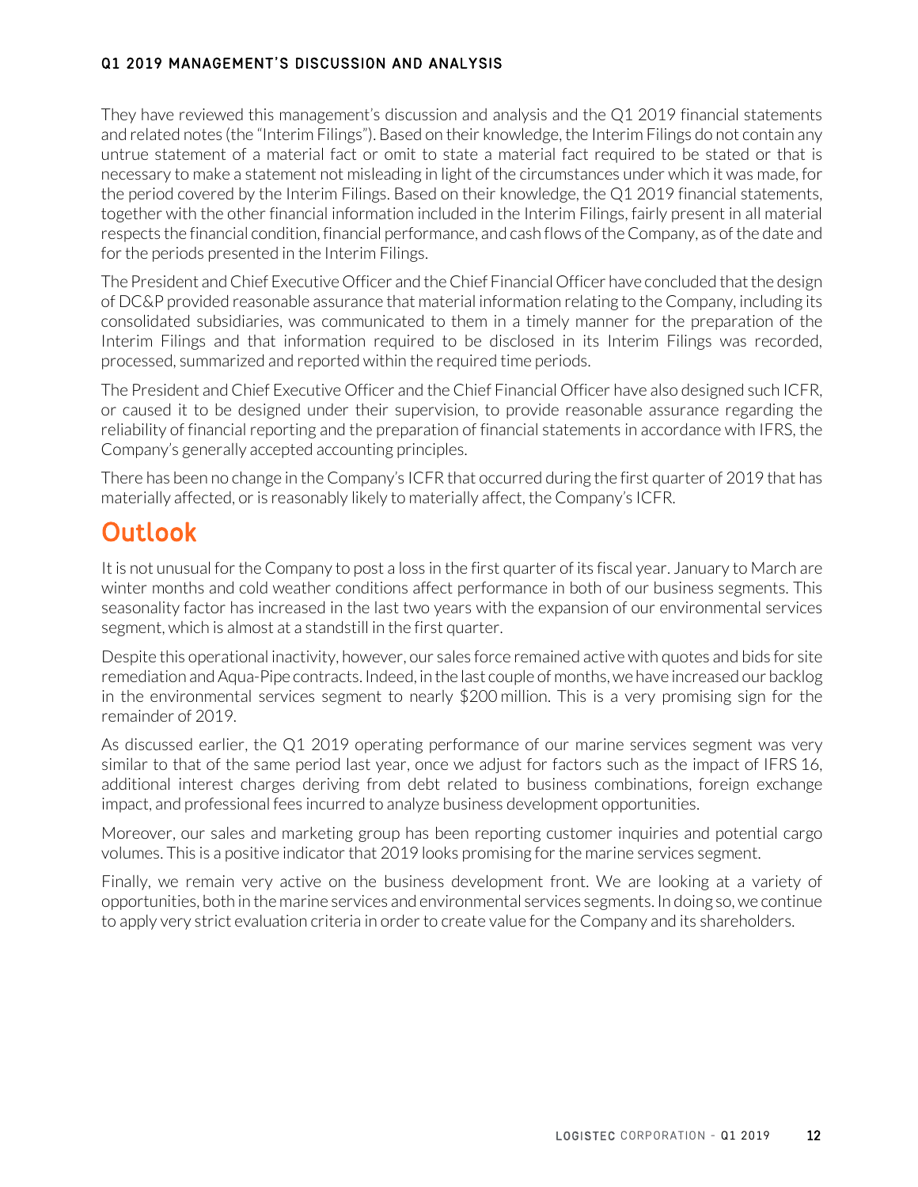They have reviewed this management's discussion and analysis and the Q1 2019 financial statements and related notes (the "Interim Filings"). Based on their knowledge, the Interim Filings do not contain any untrue statement of a material fact or omit to state a material fact required to be stated or that is necessary to make a statement not misleading in light of the circumstances under which it was made, for the period covered by the Interim Filings. Based on their knowledge, the Q1 2019 financial statements, together with the other financial information included in the Interim Filings, fairly present in all material respects the financial condition, financial performance, and cash flows of the Company, as of the date and for the periods presented in the Interim Filings.

The President and Chief Executive Officer and the Chief Financial Officer have concluded that the design of DC&P provided reasonable assurance that material information relating to the Company, including its consolidated subsidiaries, was communicated to them in a timely manner for the preparation of the Interim Filings and that information required to be disclosed in its Interim Filings was recorded, processed, summarized and reported within the required time periods.

The President and Chief Executive Officer and the Chief Financial Officer have also designed such ICFR, or caused it to be designed under their supervision, to provide reasonable assurance regarding the reliability of financial reporting and the preparation of financial statements in accordance with IFRS, the Company's generally accepted accounting principles.

There has been no change in the Company's ICFR that occurred during the first quarter of 2019 that has materially affected, or is reasonably likely to materially affect, the Company's ICFR.

# Outlook

It is not unusual for the Company to post a loss in the first quarter of its fiscal year. January to March are winter months and cold weather conditions affect performance in both of our business segments. This seasonality factor has increased in the last two years with the expansion of our environmental services segment, which is almost at a standstill in the first quarter.

Despite this operational inactivity, however, our sales force remained active with quotes and bids for site remediation and Aqua-Pipe contracts. Indeed, in the last couple of months, we have increased our backlog in the environmental services segment to nearly $200 million. This is a very promising sign for the remainder of 2019.

As discussed earlier, the Q1 2019 operating performance of our marine services segment was very similar to that of the same period last year, once we adjust for factors such as the impact of IFRS 16, additional interest charges deriving from debt related to business combinations, foreign exchange impact, and professional fees incurred to analyze business development opportunities.

Moreover, our sales and marketing group has been reporting customer inquiries and potential cargo volumes. This is a positive indicator that 2019 looks promising for the marine services segment.

Finally, we remain very active on the business development front. We are looking at a variety of opportunities, both in the marine services and environmental services segments. In doing so, we continue to apply very strict evaluation criteria in order to create value for the Company and its shareholders.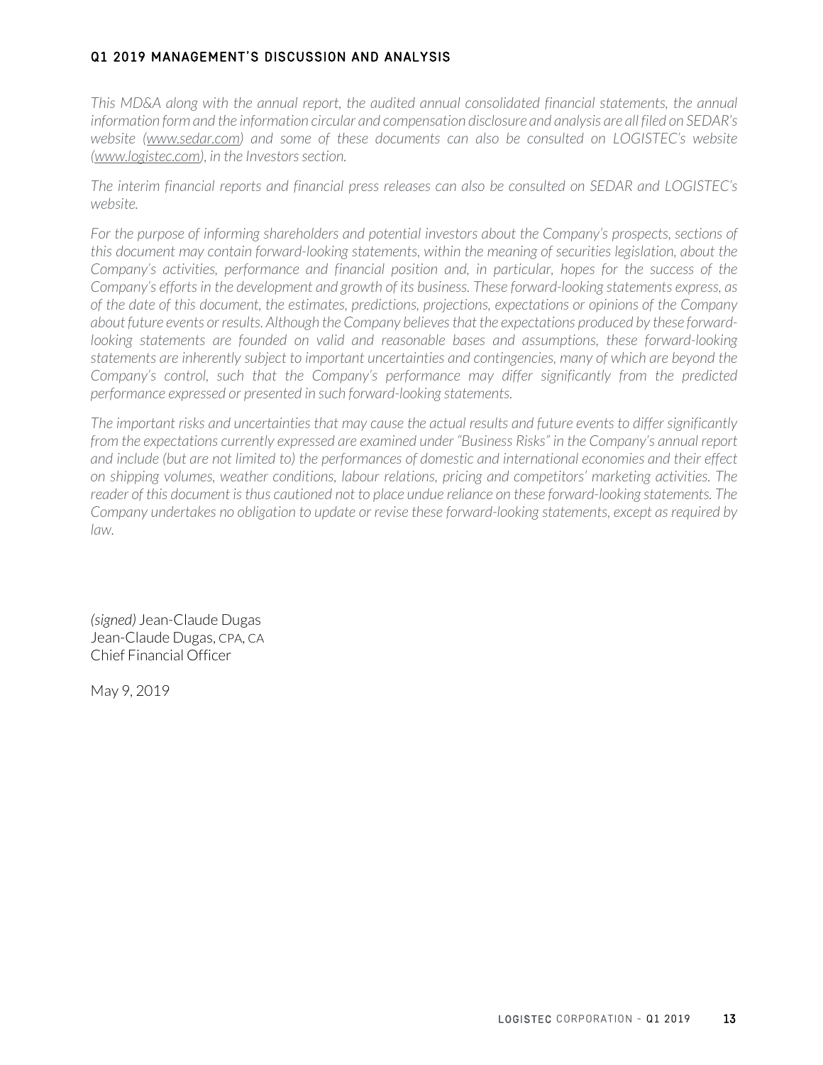*This MD&A along with the annual report, the audited annual consolidated financial statements, the annual information form and the information circular and compensation disclosure and analysis are all filed on SEDAR's website (www.sedar.com) and some of these documents can also be consulted on LOGISTEC's website (www.logistec.com), in the Investors section.*

*The interim financial reports and financial press releases can also be consulted on SEDAR and LOGISTEC's website.*

*For the purpose of informing shareholders and potential investors about the Company's prospects, sections of this document may contain forward-looking statements, within the meaning of securities legislation, about the Company's activities, performance and financial position and, in particular, hopes for the success of the Company's efforts in the development and growth of its business. These forward-looking statements express, as of the date of this document, the estimates, predictions, projections, expectations or opinions of the Company about future events or results. Although the Company believes that the expectations produced by these forward-looking statements are founded on valid and reasonable bases and assumptions, these forward-looking statements are inherently subject to important uncertainties and contingencies, many of which are beyond the Company's control, such that the Company's performance may differ significantly from the predicted performance expressed or presented in such forward-looking statements.*

*The important risks and uncertainties that may cause the actual results and future events to differ significantly from the expectations currently expressed are examined under "Business Risks" in the Company's annual report and include (but are not limited to) the performances of domestic and international economies and their effect on shipping volumes, weather conditions, labour relations, pricing and competitors' marketing activities. The reader of this document is thus cautioned not to place undue reliance on these forward-looking statements. The Company undertakes no obligation to update or revise these forward-looking statements, except as required by law.*

*(signed)* Jean-Claude Dugas
Jean-Claude Dugas, CPA, CA
Chief Financial Officer

May 9, 2019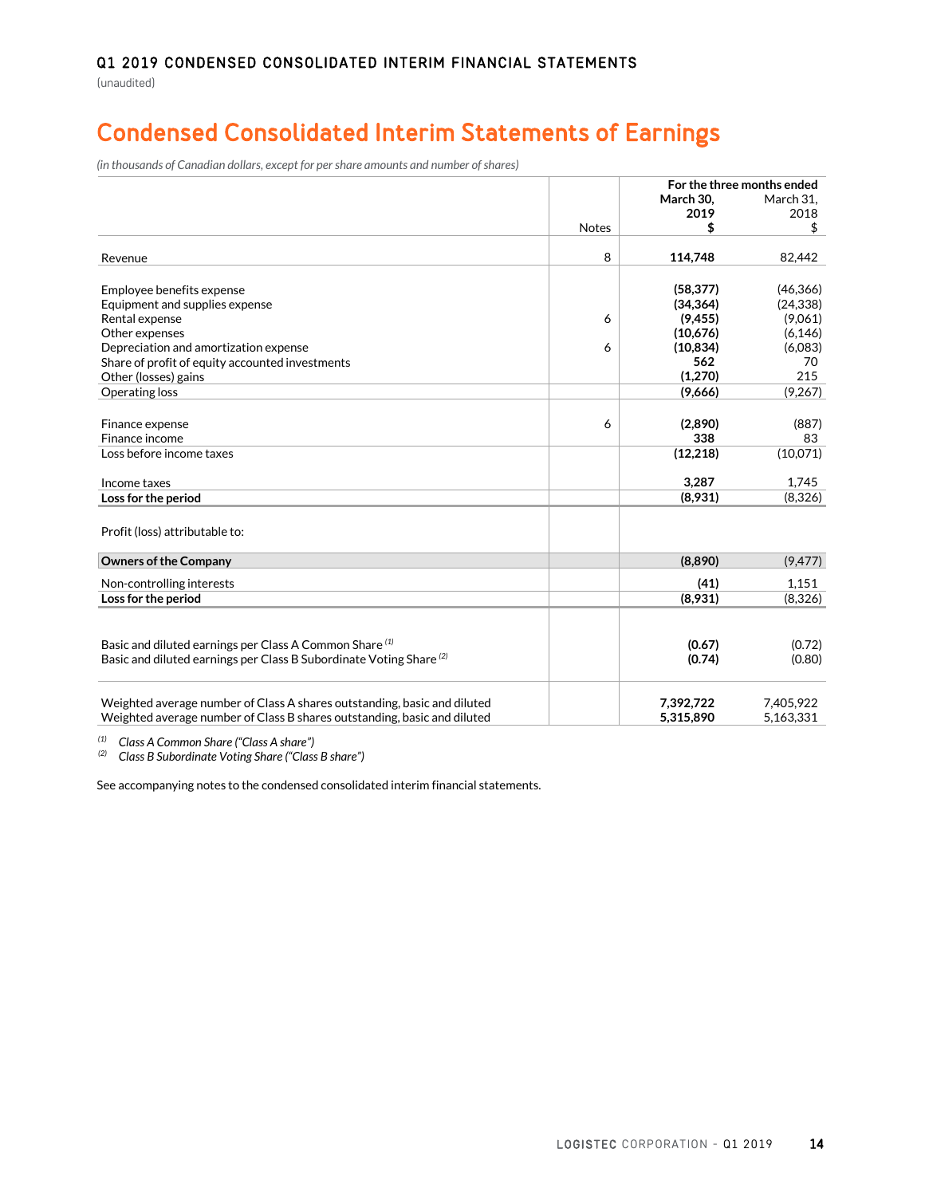Q1 2019 CONDENSED CONSOLIDATED INTERIM FINANCIAL STATEMENTS

(unaudited)

# Condensed Consolidated Interim Statements of Earnings

*(in thousands of Canadian dollars, except for per share amounts and number of shares)*

| | Notes | For the three months ended March 30, 2019 $ | March 31, 2018 $ |
|---|---|---|---|
| Revenue | 8 | **114,748** | 82,442 |
| Employee benefits expense | | **(58,377)** | (46,366) |
| Equipment and supplies expense | | **(34,364)** | (24,338) |
| Rental expense | 6 | **(9,455)** | (9,061) |
| Other expenses | | **(10,676)** | (6,146) |
| Depreciation and amortization expense | 6 | **(10,834)** | (6,083) |
| Share of profit of equity accounted investments | | **562** | 70 |
| Other (losses) gains | | **(1,270)** | 215 |
| Operating loss | | **(9,666)** | (9,267) |
| Finance expense | 6 | **(2,890)** | (887) |
| Finance income | | **338** | 83 |
| Loss before income taxes | | **(12,218)** | (10,071) |
| Income taxes | | **3,287** | 1,745 |
| **Loss for the period** | | **(8,931)** | (8,326) |
| Profit (loss) attributable to: | | | |
| **Owners of the Company** | | **(8,890)** | (9,477) |
| Non-controlling interests | | **(41)** | 1,151 |
| **Loss for the period** | | **(8,931)** | (8,326) |
| Basic and diluted earnings per Class A Common Share [(1)] | | **(0.67)** | (0.72) |
| Basic and diluted earnings per Class B Subordinate Voting Share [(2)] | | **(0.74)** | (0.80) |
| Weighted average number of Class A shares outstanding, basic and diluted | | **7,392,722** | 7,405,922 |
| Weighted average number of Class B shares outstanding, basic and diluted | | **5,315,890** | 5,163,331 |

[(1)] *Class A Common Share ("Class A share")*

[(2)] *Class B Subordinate Voting Share ("Class B share")*

See accompanying notes to the condensed consolidated interim financial statements.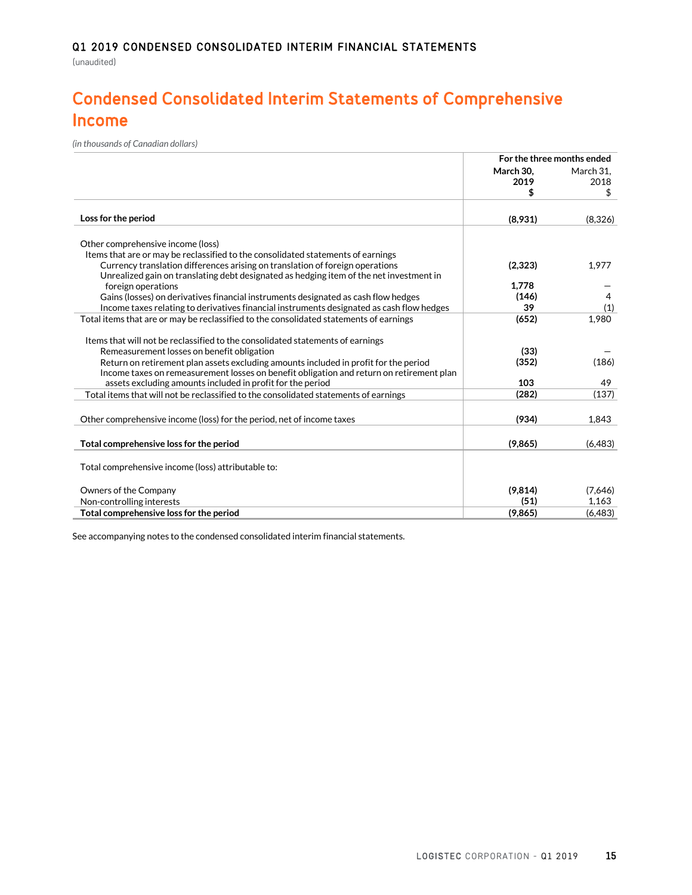## Q1 2019 CONDENSED CONSOLIDATED INTERIM FINANCIAL STATEMENTS

(unaudited)

# Condensed Consolidated Interim Statements of Comprehensive Income

*(in thousands of Canadian dollars)*

| | For the three months ended | |
|---|---|---|
| | **March 30, 2019 $** | March 31, 2018 $ |
| **Loss for the period** | **(8,931)** | (8,326) |
| Other comprehensive income (loss) | | |
| Items that are or may be reclassified to the consolidated statements of earnings | | |
| Currency translation differences arising on translation of foreign operations | **(2,323)** | 1,977 |
| Unrealized gain on translating debt designated as hedging item of the net investment in foreign operations | **1,778** | — |
| Gains (losses) on derivatives financial instruments designated as cash flow hedges | **(146)** | 4 |
| Income taxes relating to derivatives financial instruments designated as cash flow hedges | **39** | (1) |
| Total items that are or may be reclassified to the consolidated statements of earnings | **(652)** | 1,980 |
| Items that will not be reclassified to the consolidated statements of earnings | | |
| Remeasurement losses on benefit obligation | **(33)** | — |
| Return on retirement plan assets excluding amounts included in profit for the period | **(352)** | (186) |
| Income taxes on remeasurement losses on benefit obligation and return on retirement plan assets excluding amounts included in profit for the period | **103** | 49 |
| Total items that will not be reclassified to the consolidated statements of earnings | **(282)** | (137) |
| Other comprehensive income (loss) for the period, net of income taxes | **(934)** | 1,843 |
| **Total comprehensive loss for the period** | **(9,865)** | (6,483) |
| Total comprehensive income (loss) attributable to: | | |
| Owners of the Company | **(9,814)** | (7,646) |
| Non-controlling interests | **(51)** | 1,163 |
| **Total comprehensive loss for the period** | **(9,865)** | (6,483) |

See accompanying notes to the condensed consolidated interim financial statements.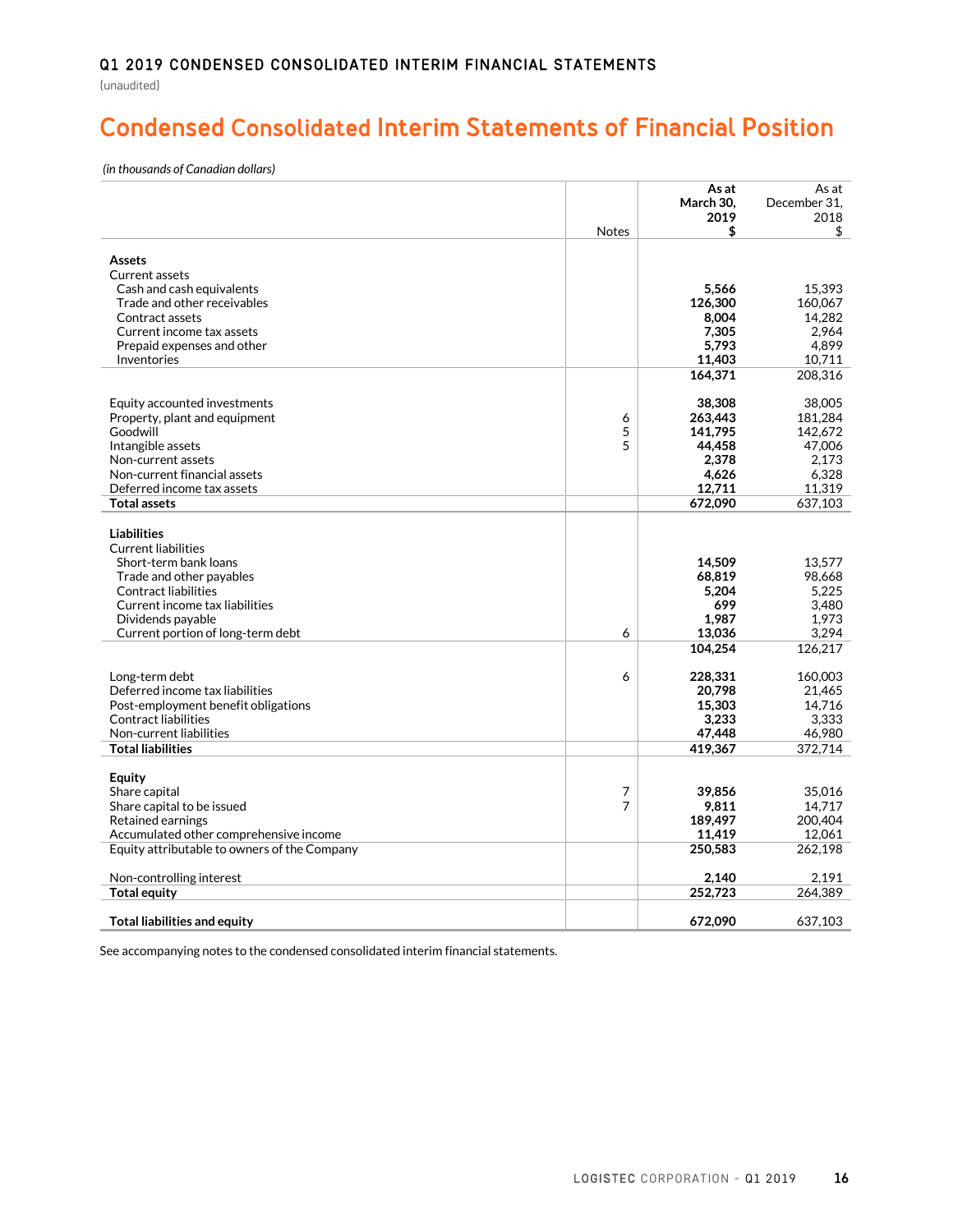**Q1 2019 CONDENSED CONSOLIDATED INTERIM FINANCIAL STATEMENTS**

(unaudited)

# Condensed Consolidated Interim Statements of Financial Position

*(in thousands of Canadian dollars)*

| | Notes | As at March 30, 2019 $ | As at December 31, 2018 $ |
|---|---|---|---|
| **Assets** | | | |
| Current assets | | | |
| Cash and cash equivalents | | **5,566** | 15,393 |
| Trade and other receivables | | **126,300** | 160,067 |
| Contract assets | | **8,004** | 14,282 |
| Current income tax assets | | **7,305** | 2,964 |
| Prepaid expenses and other | | **5,793** | 4,899 |
| Inventories | | **11,403** | 10,711 |
| | | **164,371** | 208,316 |
| Equity accounted investments | | **38,308** | 38,005 |
| Property, plant and equipment | 6 | **263,443** | 181,284 |
| Goodwill | 5 | **141,795** | 142,672 |
| Intangible assets | 5 | **44,458** | 47,006 |
| Non-current assets | | **2,378** | 2,173 |
| Non-current financial assets | | **4,626** | 6,328 |
| Deferred income tax assets | | **12,711** | 11,319 |
| **Total assets** | | **672,090** | 637,103 |
| **Liabilities** | | | |
| Current liabilities | | | |
| Short-term bank loans | | **14,509** | 13,577 |
| Trade and other payables | | **68,819** | 98,668 |
| Contract liabilities | | **5,204** | 5,225 |
| Current income tax liabilities | | **699** | 3,480 |
| Dividends payable | | **1,987** | 1,973 |
| Current portion of long-term debt | 6 | **13,036** | 3,294 |
| | | **104,254** | 126,217 |
| Long-term debt | 6 | **228,331** | 160,003 |
| Deferred income tax liabilities | | **20,798** | 21,465 |
| Post-employment benefit obligations | | **15,303** | 14,716 |
| Contract liabilities | | **3,233** | 3,333 |
| Non-current liabilities | | **47,448** | 46,980 |
| **Total liabilities** | | **419,367** | 372,714 |
| **Equity** | | | |
| Share capital | 7 | **39,856** | 35,016 |
| Share capital to be issued | 7 | **9,811** | 14,717 |
| Retained earnings | | **189,497** | 200,404 |
| Accumulated other comprehensive income | | **11,419** | 12,061 |
| Equity attributable to owners of the Company | | **250,583** | 262,198 |
| Non-controlling interest | | **2,140** | 2,191 |
| **Total equity** | | **252,723** | 264,389 |
| **Total liabilities and equity** | | **672,090** | 637,103 |

See accompanying notes to the condensed consolidated interim financial statements.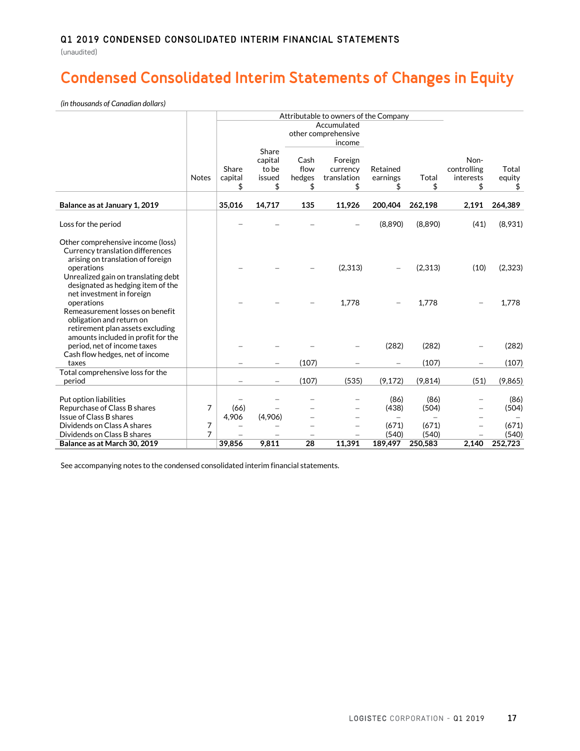## Q1 2019 CONDENSED CONSOLIDATED INTERIM FINANCIAL STATEMENTS

(unaudited)

# Condensed Consolidated Interim Statements of Changes in Equity

*(in thousands of Canadian dollars)*

| | | Attributable to owners of the Company | | | | | | | |
|---|---|---|---|---|---|---|---|---|---|
| | | | | Accumulated other comprehensive income | | | | | |
| | Notes | Share capital $ | Share capital to be issued $ | Cash flow hedges $ | Foreign currency translation $ | Retained earnings $ | Total $ | Non-controlling interests $ | Total equity $ |
| **Balance as at January 1, 2019** | | **35,016** | **14,717** | **135** | **11,926** | **200,404** | **262,198** | **2,191** | **264,389** |
| Loss for the period | | – | – | – | – | (8,890) | (8,890) | (41) | (8,931) |
| Other comprehensive income (loss) | | | | | | | | | |
| Currency translation differences arising on translation of foreign operations | | – | – | – | (2,313) | – | (2,313) | (10) | (2,323) |
| Unrealized gain on translating debt designated as hedging item of the net investment in foreign operations | | – | – | – | 1,778 | – | 1,778 | – | 1,778 |
| Remeasurement losses on benefit obligation and return on retirement plan assets excluding amounts included in profit for the period, net of income taxes | | – | – | – | – | (282) | (282) | – | (282) |
| Cash flow hedges, net of income taxes | | – | – | (107) | – | – | (107) | – | (107) |
| Total comprehensive loss for the period | | – | – | (107) | (535) | (9,172) | (9,814) | (51) | (9,865) |
| Put option liabilities | | – | – | – | – | (86) | (86) | – | (86) |
| Repurchase of Class B shares | 7 | (66) | – | – | – | (438) | (504) | – | (504) |
| Issue of Class B shares | | 4,906 | (4,906) | – | – | – | – | – | – |
| Dividends on Class A shares | 7 | – | – | – | – | (671) | (671) | – | (671) |
| Dividends on Class B shares | 7 | – | – | – | – | (540) | (540) | – | (540) |
| **Balance as at March 30, 2019** | | **39,856** | **9,811** | **28** | **11,391** | **189,497** | **250,583** | **2,140** | **252,723** |

See accompanying notes to the condensed consolidated interim financial statements.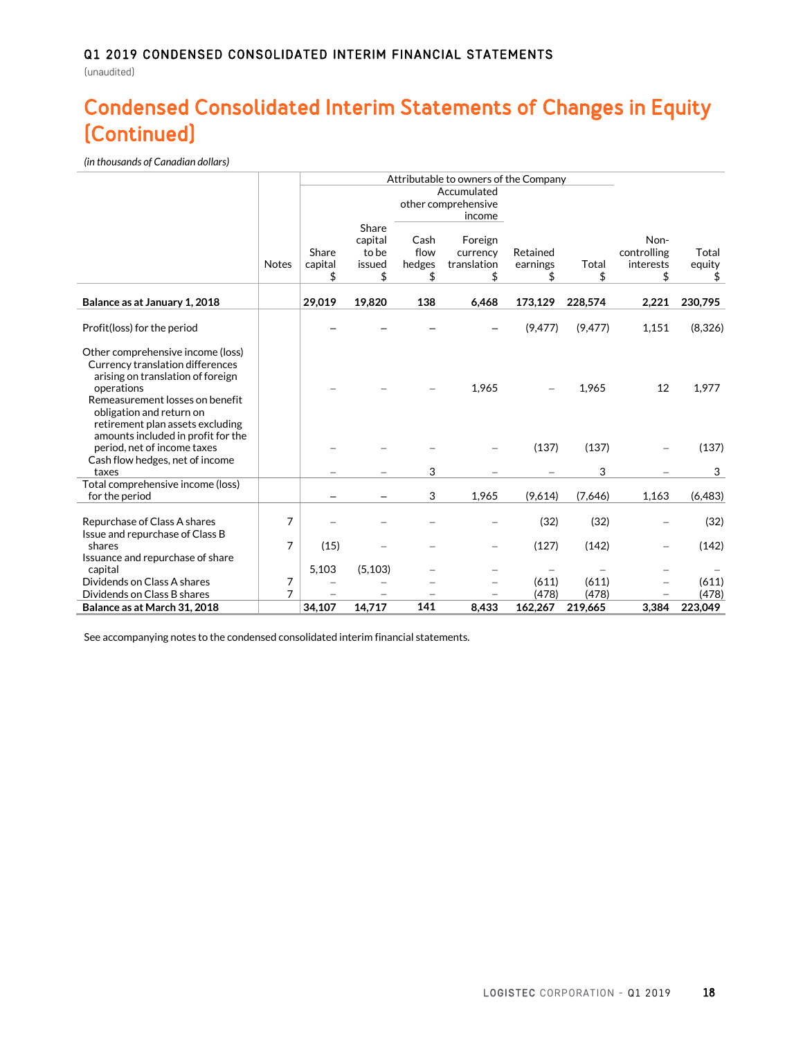# Q1 2019 CONDENSED CONSOLIDATED INTERIM FINANCIAL STATEMENTS

(unaudited)

# Condensed Consolidated Interim Statements of Changes in Equity (Continued)

*(in thousands of Canadian dollars)*

| | | Attributable to owners of the Company | | | | | | | |
|---|---|---|---|---|---|---|---|---|---|
| | | | | Accumulated other comprehensive income | | | | | |
| | Notes | Share capital $ | Share capital to be issued $ | Cash flow hedges $ | Foreign currency translation $ | Retained earnings $ | Total $ | Non-controlling interests $ | Total equity $ |
| **Balance as at January 1, 2018** | | **29,019** | **19,820** | **138** | **6,468** | **173,129** | **228,574** | **2,221** | **230,795** |
| Profit(loss) for the period | | – | – | – | – | (9,477) | (9,477) | 1,151 | (8,326) |
| Other comprehensive income (loss) | | | | | | | | | |
| Currency translation differences arising on translation of foreign operations | | – | – | – | 1,965 | – | 1,965 | 12 | 1,977 |
| Remeasurement losses on benefit obligation and return on retirement plan assets excluding amounts included in profit for the period, net of income taxes | | – | – | – | – | (137) | (137) | – | (137) |
| Cash flow hedges, net of income taxes | | – | – | 3 | – | – | 3 | – | 3 |
| Total comprehensive income (loss) for the period | | – | – | 3 | 1,965 | (9,614) | (7,646) | 1,163 | (6,483) |
| Repurchase of Class A shares | 7 | – | – | – | – | (32) | (32) | – | (32) |
| Issue and repurchase of Class B shares | 7 | (15) | – | – | – | (127) | (142) | – | (142) |
| Issuance and repurchase of share capital | | 5,103 | (5,103) | – | – | – | – | – | – |
| Dividends on Class A shares | 7 | – | – | – | – | (611) | (611) | – | (611) |
| Dividends on Class B shares | 7 | – | – | – | – | (478) | (478) | – | (478) |
| **Balance as at March 31, 2018** | | **34,107** | **14,717** | **141** | **8,433** | **162,267** | **219,665** | **3,384** | **223,049** |

See accompanying notes to the condensed consolidated interim financial statements.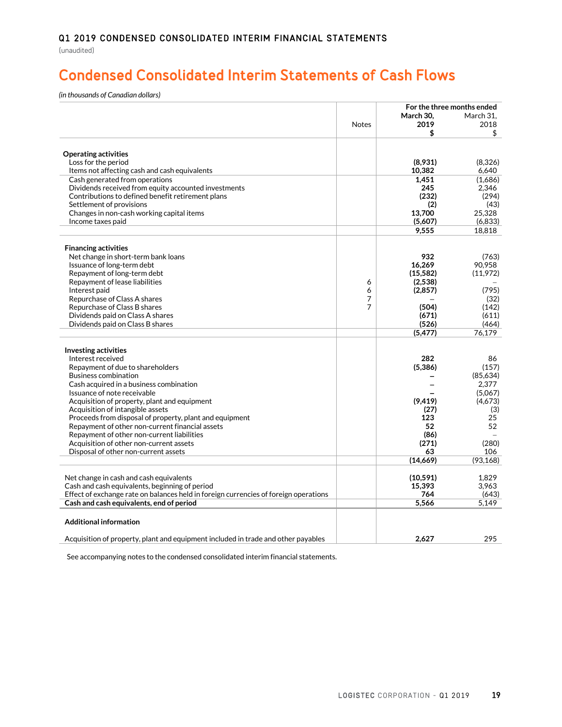Q1 2019 CONDENSED CONSOLIDATED INTERIM FINANCIAL STATEMENTS

(unaudited)

# Condensed Consolidated Interim Statements of Cash Flows

*(in thousands of Canadian dollars)*

| | Notes | For the three months ended March 30, 2019 $ | March 31, 2018 $ |
|---|---|---|---|
| **Operating activities** | | | |
| Loss for the period | | **(8,931)** | (8,326) |
| Items not affecting cash and cash equivalents | | **10,382** | 6,640 |
| Cash generated from operations | | **1,451** | (1,686) |
| Dividends received from equity accounted investments | | **245** | 2,346 |
| Contributions to defined benefit retirement plans | | **(232)** | (294) |
| Settlement of provisions | | **(2)** | (43) |
| Changes in non-cash working capital items | | **13,700** | 25,328 |
| Income taxes paid | | **(5,607)** | (6,833) |
| | | **9,555** | 18,818 |
| **Financing activities** | | | |
| Net change in short-term bank loans | | **932** | (763) |
| Issuance of long-term debt | | **16,269** | 90,958 |
| Repayment of long-term debt | | **(15,582)** | (11,972) |
| Repayment of lease liabilities | 6 | **(2,538)** | – |
| Interest paid | 6 | **(2,857)** | (795) |
| Repurchase of Class A shares | 7 | **–** | (32) |
| Repurchase of Class B shares | 7 | **(504)** | (142) |
| Dividends paid on Class A shares | | **(671)** | (611) |
| Dividends paid on Class B shares | | **(526)** | (464) |
| | | **(5,477)** | 76,179 |
| **Investing activities** | | | |
| Interest received | | **282** | 86 |
| Repayment of due to shareholders | | **(5,386)** | (157) |
| Business combination | | **–** | (85,634) |
| Cash acquired in a business combination | | **–** | 2,377 |
| Issuance of note receivable | | **–** | (5,067) |
| Acquisition of property, plant and equipment | | **(9,419)** | (4,673) |
| Acquisition of intangible assets | | **(27)** | (3) |
| Proceeds from disposal of property, plant and equipment | | **123** | 25 |
| Repayment of other non-current financial assets | | **52** | 52 |
| Repayment of other non-current liabilities | | **(86)** | – |
| Acquisition of other non-current assets | | **(271)** | (280) |
| Disposal of other non-current assets | | **63** | 106 |
| | | **(14,669)** | (93,168) |
| Net change in cash and cash equivalents | | **(10,591)** | 1,829 |
| Cash and cash equivalents, beginning of period | | **15,393** | 3,963 |
| Effect of exchange rate on balances held in foreign currencies of foreign operations | | **764** | (643) |
| **Cash and cash equivalents, end of period** | | **5,566** | 5,149 |
| **Additional information** | | | |
| Acquisition of property, plant and equipment included in trade and other payables | | **2,627** | 295 |

See accompanying notes to the condensed consolidated interim financial statements.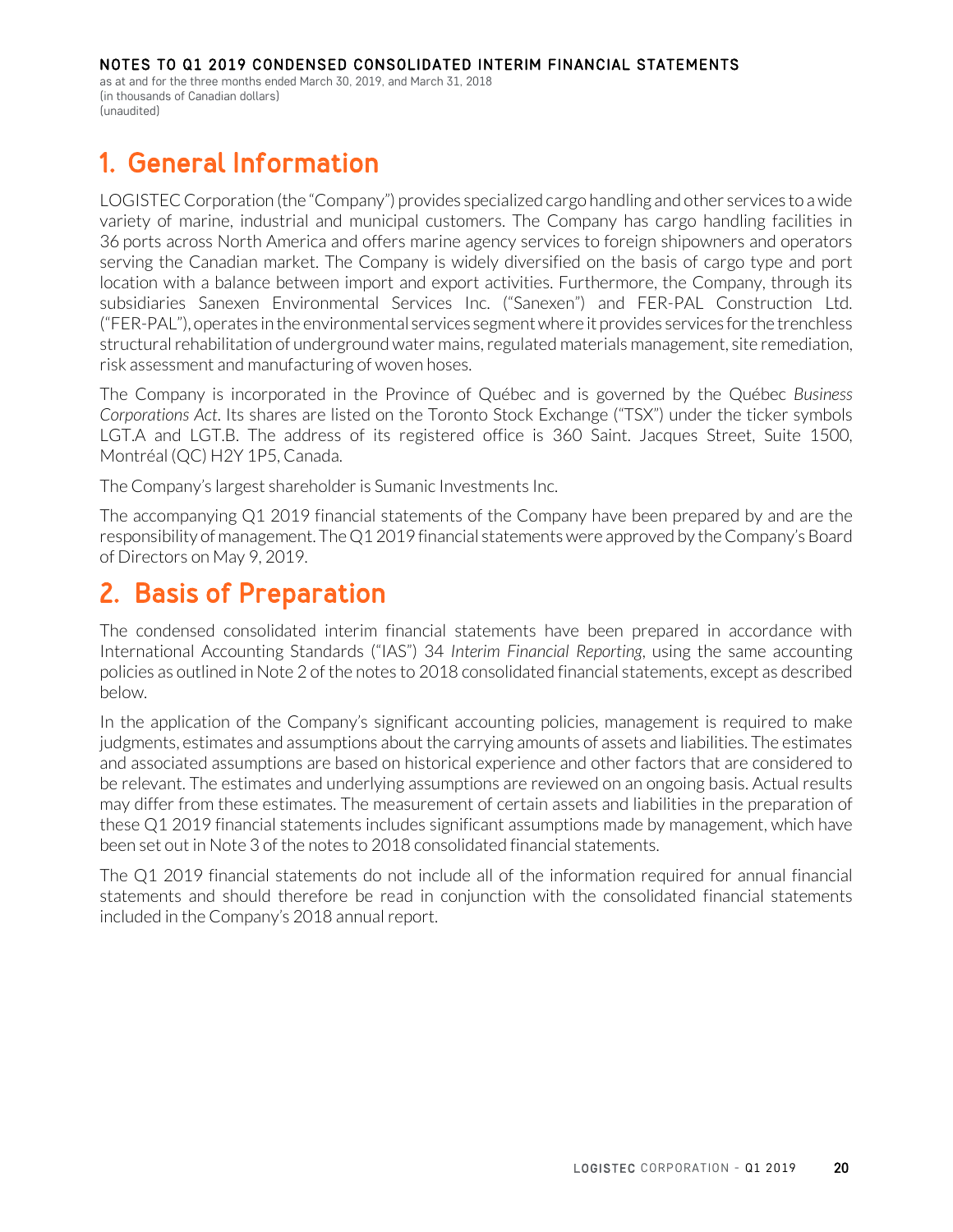# 1. General Information

LOGISTEC Corporation (the "Company") provides specialized cargo handling and other services to a wide variety of marine, industrial and municipal customers. The Company has cargo handling facilities in 36 ports across North America and offers marine agency services to foreign shipowners and operators serving the Canadian market. The Company is widely diversified on the basis of cargo type and port location with a balance between import and export activities. Furthermore, the Company, through its subsidiaries Sanexen Environmental Services Inc. ("Sanexen") and FER-PAL Construction Ltd. ("FER-PAL"), operates in the environmental services segment where it provides services for the trenchless structural rehabilitation of underground water mains, regulated materials management, site remediation, risk assessment and manufacturing of woven hoses.

The Company is incorporated in the Province of Québec and is governed by the Québec *Business Corporations Act*. Its shares are listed on the Toronto Stock Exchange ("TSX") under the ticker symbols LGT.A and LGT.B. The address of its registered office is 360 Saint. Jacques Street, Suite 1500, Montréal (QC) H2Y 1P5, Canada.

The Company's largest shareholder is Sumanic Investments Inc.

The accompanying Q1 2019 financial statements of the Company have been prepared by and are the responsibility of management. The Q1 2019 financial statements were approved by the Company's Board of Directors on May 9, 2019.

# 2. Basis of Preparation

The condensed consolidated interim financial statements have been prepared in accordance with International Accounting Standards ("IAS") 34 *Interim Financial Reporting*, using the same accounting policies as outlined in Note 2 of the notes to 2018 consolidated financial statements, except as described below.

In the application of the Company's significant accounting policies, management is required to make judgments, estimates and assumptions about the carrying amounts of assets and liabilities. The estimates and associated assumptions are based on historical experience and other factors that are considered to be relevant. The estimates and underlying assumptions are reviewed on an ongoing basis. Actual results may differ from these estimates. The measurement of certain assets and liabilities in the preparation of these Q1 2019 financial statements includes significant assumptions made by management, which have been set out in Note 3 of the notes to 2018 consolidated financial statements.

The Q1 2019 financial statements do not include all of the information required for annual financial statements and should therefore be read in conjunction with the consolidated financial statements included in the Company's 2018 annual report.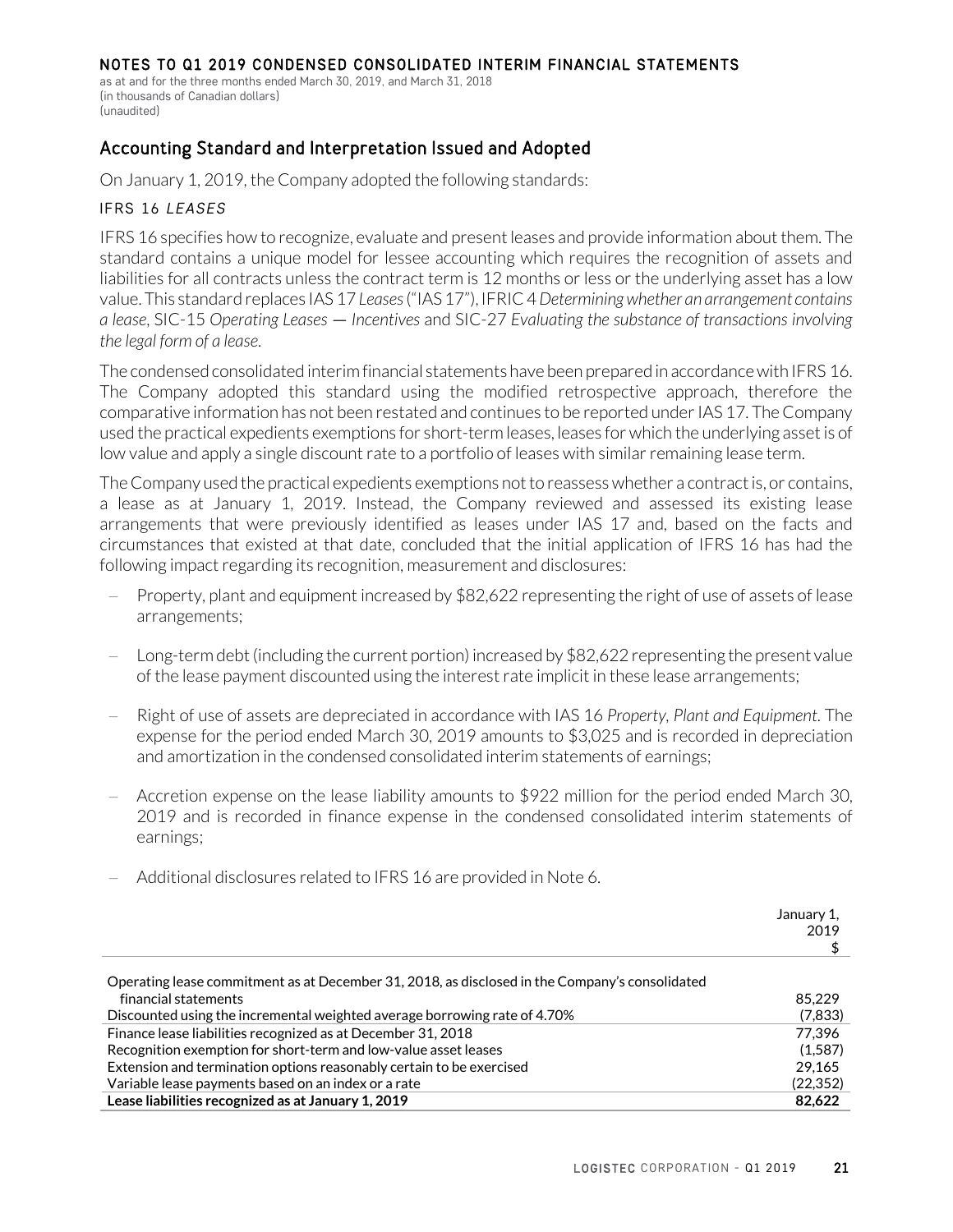## Accounting Standard and Interpretation Issued and Adopted

On January 1, 2019, the Company adopted the following standards:

### IFRS 16 *LEASES*

IFRS 16 specifies how to recognize, evaluate and present leases and provide information about them. The standard contains a unique model for lessee accounting which requires the recognition of assets and liabilities for all contracts unless the contract term is 12 months or less or the underlying asset has a low value. This standard replaces IAS 17 *Leases* ("IAS 17"), IFRIC 4 *Determining whether an arrangement contains a lease*, SIC-15 *Operating Leases — Incentives* and SIC-27 *Evaluating the substance of transactions involving the legal form of a lease*.

The condensed consolidated interim financial statements have been prepared in accordance with IFRS 16. The Company adopted this standard using the modified retrospective approach, therefore the comparative information has not been restated and continues to be reported under IAS 17. The Company used the practical expedients exemptions for short-term leases, leases for which the underlying asset is of low value and apply a single discount rate to a portfolio of leases with similar remaining lease term.

The Company used the practical expedients exemptions not to reassess whether a contract is, or contains, a lease as at January 1, 2019. Instead, the Company reviewed and assessed its existing lease arrangements that were previously identified as leases under IAS 17 and, based on the facts and circumstances that existed at that date, concluded that the initial application of IFRS 16 has had the following impact regarding its recognition, measurement and disclosures:

- Property, plant and equipment increased by $82,622 representing the right of use of assets of lease arrangements;
- Long-term debt (including the current portion) increased by $82,622 representing the present value of the lease payment discounted using the interest rate implicit in these lease arrangements;
- Right of use of assets are depreciated in accordance with IAS 16 *Property, Plant and Equipment*. The expense for the period ended March 30, 2019 amounts to $3,025 and is recorded in depreciation and amortization in the condensed consolidated interim statements of earnings;
- Accretion expense on the lease liability amounts to $922 million for the period ended March 30, 2019 and is recorded in finance expense in the condensed consolidated interim statements of earnings;
- Additional disclosures related to IFRS 16 are provided in Note 6.

| | January 1, 2019 $ |
|---|---|
| Operating lease commitment as at December 31, 2018, as disclosed in the Company's consolidated financial statements | 85,229 |
| Discounted using the incremental weighted average borrowing rate of 4.70% | (7,833) |
| Finance lease liabilities recognized as at December 31, 2018 | 77,396 |
| Recognition exemption for short-term and low-value asset leases | (1,587) |
| Extension and termination options reasonably certain to be exercised | 29,165 |
| Variable lease payments based on an index or a rate | (22,352) |
| **Lease liabilities recognized as at January 1, 2019** | **82,622** |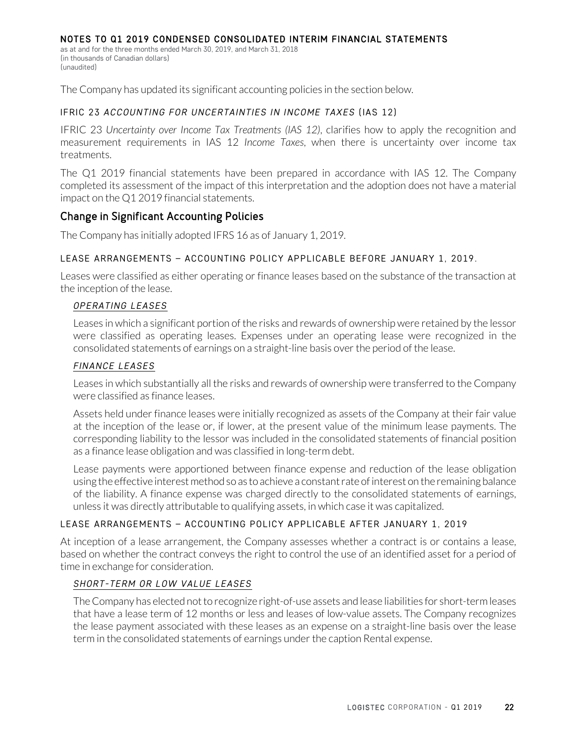The Company has updated its significant accounting policies in the section below.

### IFRIC 23 *ACCOUNTING FOR UNCERTAINTIES IN INCOME TAXES* (IAS 12)

IFRIC 23 *Uncertainty over Income Tax Treatments (IAS 12)*, clarifies how to apply the recognition and measurement requirements in IAS 12 *Income Taxes*, when there is uncertainty over income tax treatments.

The Q1 2019 financial statements have been prepared in accordance with IAS 12. The Company completed its assessment of the impact of this interpretation and the adoption does not have a material impact on the Q1 2019 financial statements.

## Change in Significant Accounting Policies

The Company has initially adopted IFRS 16 as of January 1, 2019.

### LEASE ARRANGEMENTS – ACCOUNTING POLICY APPLICABLE BEFORE JANUARY 1, 2019.

Leases were classified as either operating or finance leases based on the substance of the transaction at the inception of the lease.

#### *OPERATING LEASES*

Leases in which a significant portion of the risks and rewards of ownership were retained by the lessor were classified as operating leases. Expenses under an operating lease were recognized in the consolidated statements of earnings on a straight-line basis over the period of the lease.

#### *FINANCE LEASES*

Leases in which substantially all the risks and rewards of ownership were transferred to the Company were classified as finance leases.

Assets held under finance leases were initially recognized as assets of the Company at their fair value at the inception of the lease or, if lower, at the present value of the minimum lease payments. The corresponding liability to the lessor was included in the consolidated statements of financial position as a finance lease obligation and was classified in long-term debt.

Lease payments were apportioned between finance expense and reduction of the lease obligation using the effective interest method so as to achieve a constant rate of interest on the remaining balance of the liability. A finance expense was charged directly to the consolidated statements of earnings, unless it was directly attributable to qualifying assets, in which case it was capitalized.

### LEASE ARRANGEMENTS – ACCOUNTING POLICY APPLICABLE AFTER JANUARY 1, 2019

At inception of a lease arrangement, the Company assesses whether a contract is or contains a lease, based on whether the contract conveys the right to control the use of an identified asset for a period of time in exchange for consideration.

#### *SHORT-TERM OR LOW VALUE LEASES*

The Company has elected not to recognize right-of-use assets and lease liabilities for short-term leases that have a lease term of 12 months or less and leases of low-value assets. The Company recognizes the lease payment associated with these leases as an expense on a straight-line basis over the lease term in the consolidated statements of earnings under the caption Rental expense.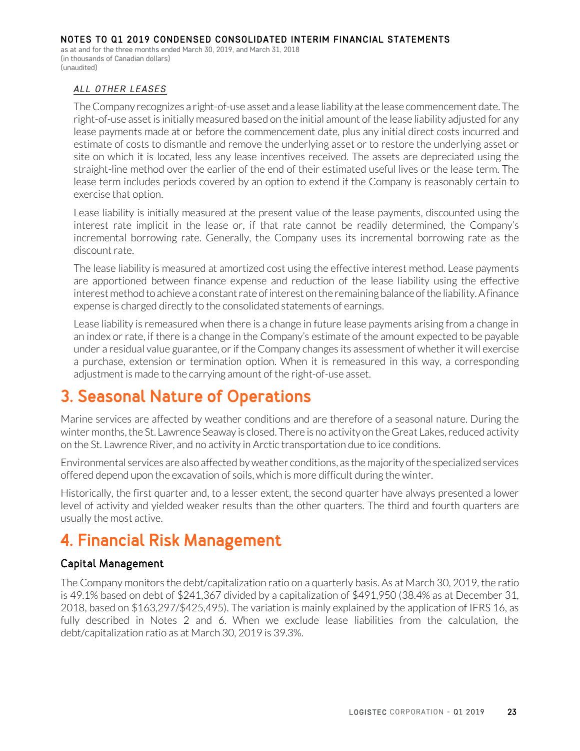### *ALL OTHER LEASES*

The Company recognizes a right-of-use asset and a lease liability at the lease commencement date. The right-of-use asset is initially measured based on the initial amount of the lease liability adjusted for any lease payments made at or before the commencement date, plus any initial direct costs incurred and estimate of costs to dismantle and remove the underlying asset or to restore the underlying asset or site on which it is located, less any lease incentives received. The assets are depreciated using the straight-line method over the earlier of the end of their estimated useful lives or the lease term. The lease term includes periods covered by an option to extend if the Company is reasonably certain to exercise that option.

Lease liability is initially measured at the present value of the lease payments, discounted using the interest rate implicit in the lease or, if that rate cannot be readily determined, the Company's incremental borrowing rate. Generally, the Company uses its incremental borrowing rate as the discount rate.

The lease liability is measured at amortized cost using the effective interest method. Lease payments are apportioned between finance expense and reduction of the lease liability using the effective interest method to achieve a constant rate of interest on the remaining balance of the liability. A finance expense is charged directly to the consolidated statements of earnings.

Lease liability is remeasured when there is a change in future lease payments arising from a change in an index or rate, if there is a change in the Company's estimate of the amount expected to be payable under a residual value guarantee, or if the Company changes its assessment of whether it will exercise a purchase, extension or termination option. When it is remeasured in this way, a corresponding adjustment is made to the carrying amount of the right-of-use asset.

# 3. Seasonal Nature of Operations

Marine services are affected by weather conditions and are therefore of a seasonal nature. During the winter months, the St. Lawrence Seaway is closed. There is no activity on the Great Lakes, reduced activity on the St. Lawrence River, and no activity in Arctic transportation due to ice conditions.

Environmental services are also affected by weather conditions, as the majority of the specialized services offered depend upon the excavation of soils, which is more difficult during the winter.

Historically, the first quarter and, to a lesser extent, the second quarter have always presented a lower level of activity and yielded weaker results than the other quarters. The third and fourth quarters are usually the most active.

# 4. Financial Risk Management

## Capital Management

The Company monitors the debt/capitalization ratio on a quarterly basis. As at March 30, 2019, the ratio is 49.1% based on debt of $241,367 divided by a capitalization of $491,950 (38.4% as at December 31, 2018, based on $163,297/$425,495). The variation is mainly explained by the application of IFRS 16, as fully described in Notes 2 and 6. When we exclude lease liabilities from the calculation, the debt/capitalization ratio as at March 30, 2019 is 39.3%.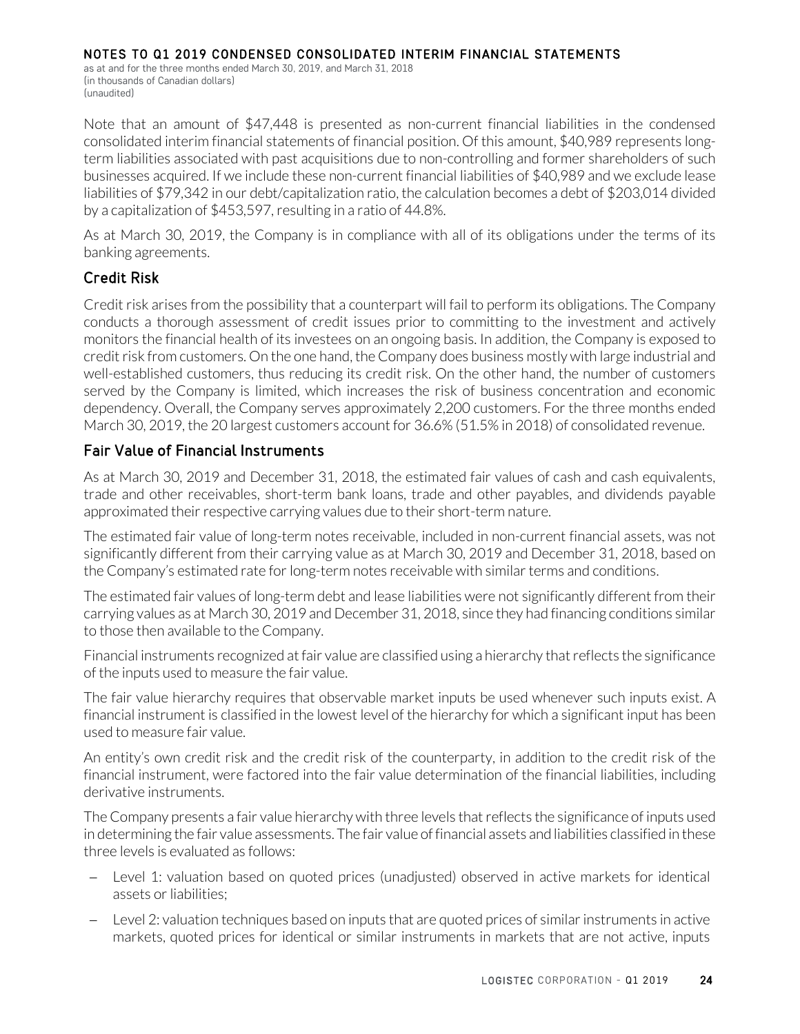Note that an amount of $47,448 is presented as non-current financial liabilities in the condensed consolidated interim financial statements of financial position. Of this amount, $40,989 represents long-term liabilities associated with past acquisitions due to non-controlling and former shareholders of such businesses acquired. If we include these non-current financial liabilities of $40,989 and we exclude lease liabilities of $79,342 in our debt/capitalization ratio, the calculation becomes a debt of $203,014 divided by a capitalization of $453,597, resulting in a ratio of 44.8%.

As at March 30, 2019, the Company is in compliance with all of its obligations under the terms of its banking agreements.

## Credit Risk

Credit risk arises from the possibility that a counterpart will fail to perform its obligations. The Company conducts a thorough assessment of credit issues prior to committing to the investment and actively monitors the financial health of its investees on an ongoing basis. In addition, the Company is exposed to credit risk from customers. On the one hand, the Company does business mostly with large industrial and well-established customers, thus reducing its credit risk. On the other hand, the number of customers served by the Company is limited, which increases the risk of business concentration and economic dependency. Overall, the Company serves approximately 2,200 customers. For the three months ended March 30, 2019, the 20 largest customers account for 36.6% (51.5% in 2018) of consolidated revenue.

## Fair Value of Financial Instruments

As at March 30, 2019 and December 31, 2018, the estimated fair values of cash and cash equivalents, trade and other receivables, short-term bank loans, trade and other payables, and dividends payable approximated their respective carrying values due to their short-term nature.

The estimated fair value of long-term notes receivable, included in non-current financial assets, was not significantly different from their carrying value as at March 30, 2019 and December 31, 2018, based on the Company's estimated rate for long-term notes receivable with similar terms and conditions.

The estimated fair values of long-term debt and lease liabilities were not significantly different from their carrying values as at March 30, 2019 and December 31, 2018, since they had financing conditions similar to those then available to the Company.

Financial instruments recognized at fair value are classified using a hierarchy that reflects the significance of the inputs used to measure the fair value.

The fair value hierarchy requires that observable market inputs be used whenever such inputs exist. A financial instrument is classified in the lowest level of the hierarchy for which a significant input has been used to measure fair value.

An entity's own credit risk and the credit risk of the counterparty, in addition to the credit risk of the financial instrument, were factored into the fair value determination of the financial liabilities, including derivative instruments.

The Company presents a fair value hierarchy with three levels that reflects the significance of inputs used in determining the fair value assessments. The fair value of financial assets and liabilities classified in these three levels is evaluated as follows:

- Level 1: valuation based on quoted prices (unadjusted) observed in active markets for identical assets or liabilities;
- Level 2: valuation techniques based on inputs that are quoted prices of similar instruments in active markets, quoted prices for identical or similar instruments in markets that are not active, inputs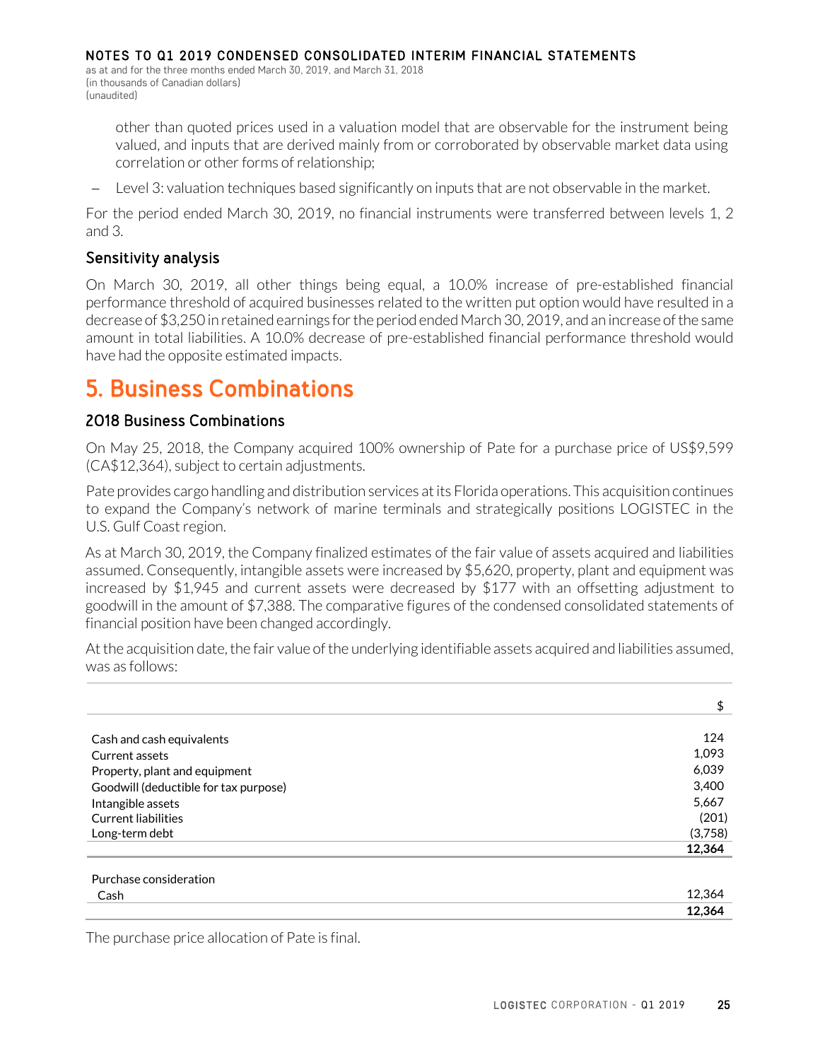other than quoted prices used in a valuation model that are observable for the instrument being valued, and inputs that are derived mainly from or corroborated by observable market data using correlation or other forms of relationship;

– Level 3: valuation techniques based significantly on inputs that are not observable in the market.

For the period ended March 30, 2019, no financial instruments were transferred between levels 1, 2 and 3.

### Sensitivity analysis

On March 30, 2019, all other things being equal, a 10.0% increase of pre-established financial performance threshold of acquired businesses related to the written put option would have resulted in a decrease of $3,250 in retained earnings for the period ended March 30, 2019, and an increase of the same amount in total liabilities. A 10.0% decrease of pre-established financial performance threshold would have had the opposite estimated impacts.

## 5. Business Combinations

### 2018 Business Combinations

On May 25, 2018, the Company acquired 100% ownership of Pate for a purchase price of US$9,599 (CA$12,364), subject to certain adjustments.

Pate provides cargo handling and distribution services at its Florida operations. This acquisition continues to expand the Company's network of marine terminals and strategically positions LOGISTEC in the U.S. Gulf Coast region.

As at March 30, 2019, the Company finalized estimates of the fair value of assets acquired and liabilities assumed. Consequently, intangible assets were increased by $5,620, property, plant and equipment was increased by $1,945 and current assets were decreased by $177 with an offsetting adjustment to goodwill in the amount of $7,388. The comparative figures of the condensed consolidated statements of financial position have been changed accordingly.

At the acquisition date, the fair value of the underlying identifiable assets acquired and liabilities assumed, was as follows:

| | $ |
|---|---|
| Cash and cash equivalents | 124 |
| Current assets | 1,093 |
| Property, plant and equipment | 6,039 |
| Goodwill (deductible for tax purpose) | 3,400 |
| Intangible assets | 5,667 |
| Current liabilities | (201) |
| Long-term debt | (3,758) |
| | **12,364** |
| Purchase consideration | |
| Cash | 12,364 |
| | **12,364** |

The purchase price allocation of Pate is final.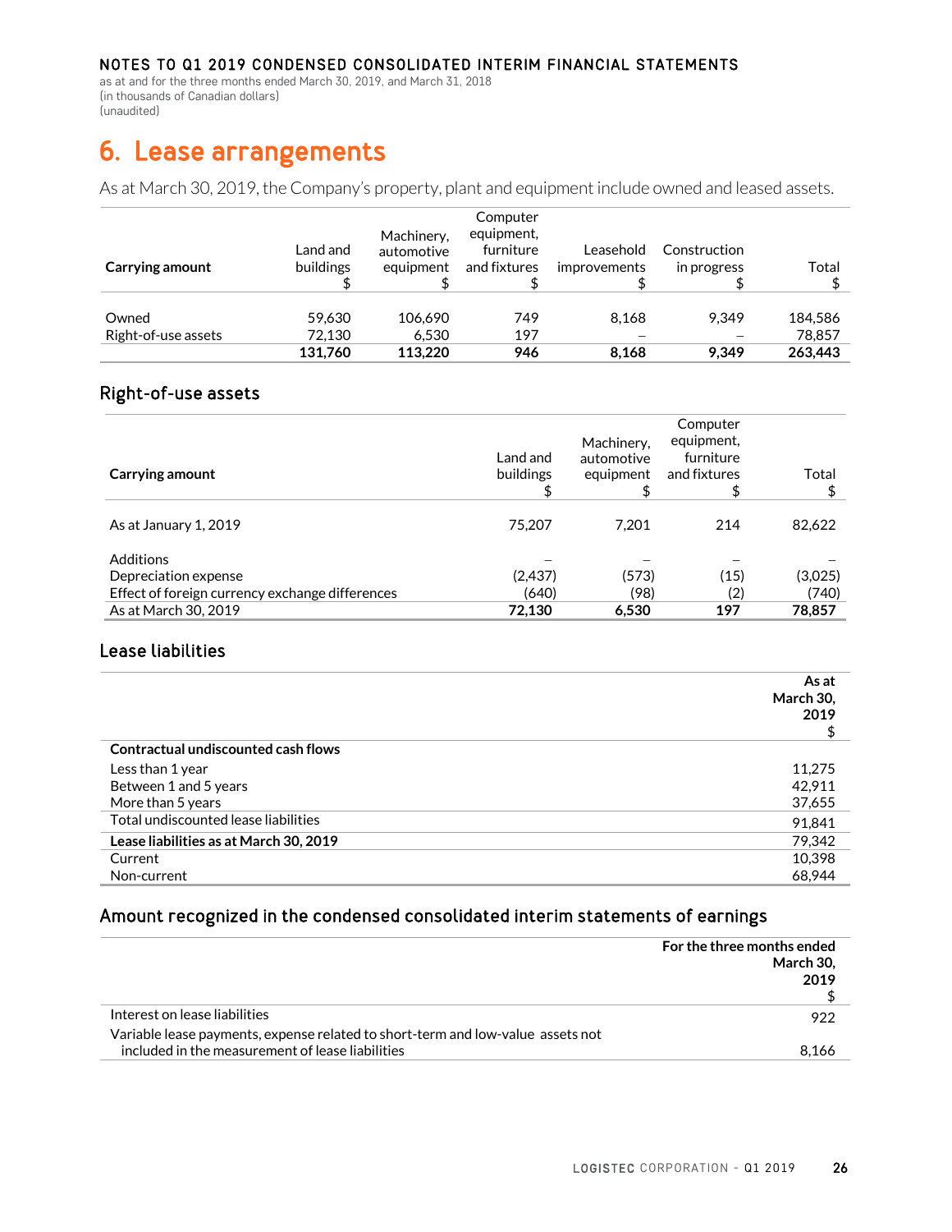# 6. Lease arrangements

As at March 30, 2019, the Company's property, plant and equipment include owned and leased assets.

| Carrying amount | Land and buildings $ | Machinery, automotive equipment $ | Computer equipment, furniture and fixtures $ | Leasehold improvements $ | Construction in progress $ | Total $ |
|---|---|---|---|---|---|---|
| Owned | 59,630 | 106,690 | 749 | 8,168 | 9,349 | 184,586 |
| Right-of-use assets | 72,130 | 6,530 | 197 | – | – | 78,857 |
| | **131,760** | **113,220** | **946** | **8,168** | **9,349** | **263,443** |

## Right-of-use assets

| Carrying amount | Land and buildings $ | Machinery, automotive equipment $ | Computer equipment, furniture and fixtures $ | Total $ |
|---|---|---|---|---|
| As at January 1, 2019 | 75,207 | 7,201 | 214 | 82,622 |
| Additions | – | – | – | – |
| Depreciation expense | (2,437) | (573) | (15) | (3,025) |
| Effect of foreign currency exchange differences | (640) | (98) | (2) | (740) |
| As at March 30, 2019 | **72,130** | **6,530** | **197** | **78,857** |

## Lease liabilities

| | **As at March 30, 2019** $ |
|---|---|
| **Contractual undiscounted cash flows** | |
| Less than 1 year | 11,275 |
| Between 1 and 5 years | 42,911 |
| More than 5 years | 37,655 |
| Total undiscounted lease liabilities | 91,841 |
| **Lease liabilities as at March 30, 2019** | 79,342 |
| Current | 10,398 |
| Non-current | 68,944 |

## Amount recognized in the condensed consolidated interim statements of earnings

| | **For the three months ended March 30, 2019** $ |
|---|---|
| Interest on lease liabilities | 922 |
| Variable lease payments, expense related to short-term and low-value assets not included in the measurement of lease liabilities | 8,166 |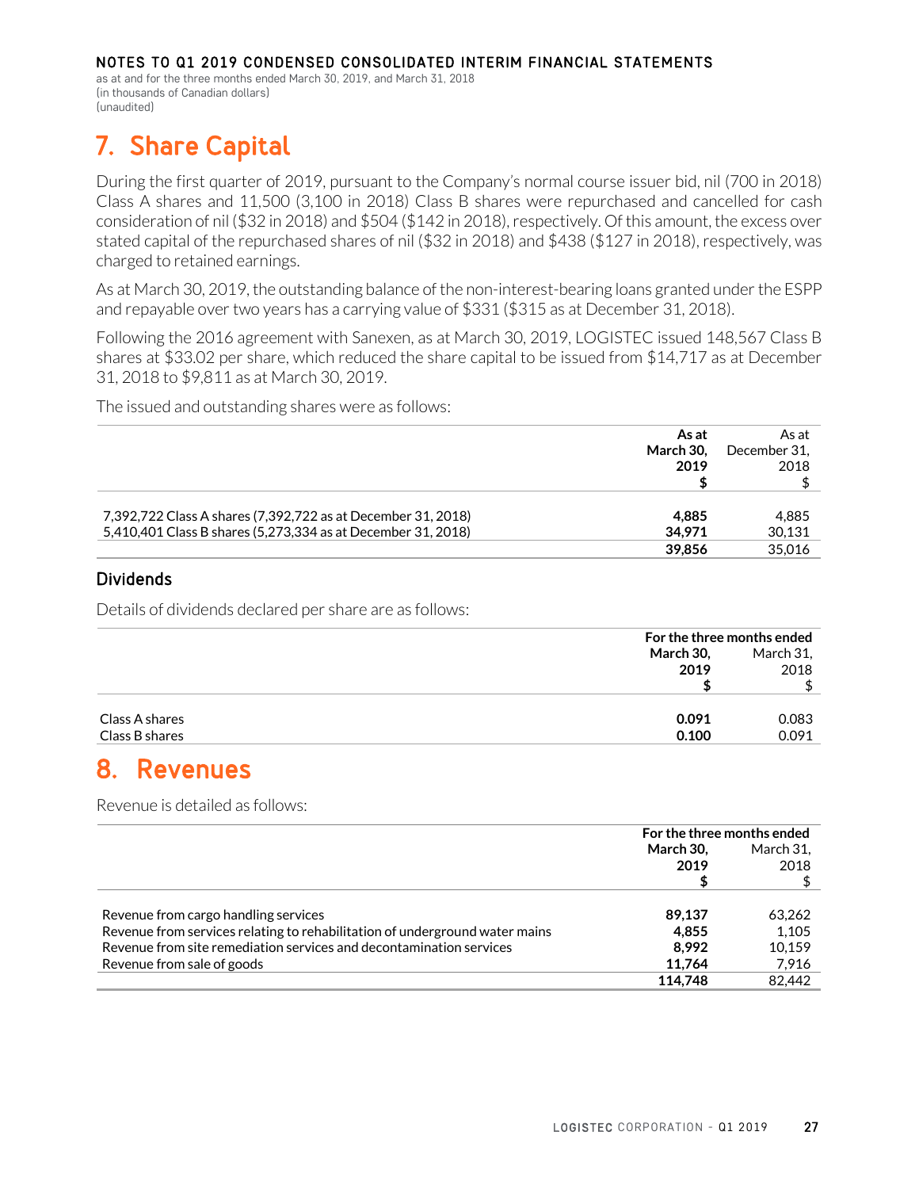# 7. Share Capital

During the first quarter of 2019, pursuant to the Company's normal course issuer bid, nil (700 in 2018) Class A shares and 11,500 (3,100 in 2018) Class B shares were repurchased and cancelled for cash consideration of nil ($32 in 2018) and $504 ($142 in 2018), respectively. Of this amount, the excess over stated capital of the repurchased shares of nil ($32 in 2018) and $438 ($127 in 2018), respectively, was charged to retained earnings.

As at March 30, 2019, the outstanding balance of the non-interest-bearing loans granted under the ESPP and repayable over two years has a carrying value of $331 ($315 as at December 31, 2018).

Following the 2016 agreement with Sanexen, as at March 30, 2019, LOGISTEC issued 148,567 Class B shares at $33.02 per share, which reduced the share capital to be issued from $14,717 as at December 31, 2018 to $9,811 as at March 30, 2019.

The issued and outstanding shares were as follows:

| | **As at March 30, 2019 $** | As at December 31, 2018 $ |
|---|---|---|
| 7,392,722 Class A shares (7,392,722 as at December 31, 2018) | **4,885** | 4,885 |
| 5,410,401 Class B shares (5,273,334 as at December 31, 2018) | **34,971** | 30,131 |
| | **39,856** | 35,016 |

## Dividends

Details of dividends declared per share are as follows:

| | For the three months ended | |
|---|---|---|
| | **March 30, 2019 $** | March 31, 2018 $ |
| Class A shares | **0.091** | 0.083 |
| Class B shares | **0.100** | 0.091 |

# 8. Revenues

Revenue is detailed as follows:

| | For the three months ended | |
|---|---|---|
| | **March 30, 2019 $** | March 31, 2018 $ |
| Revenue from cargo handling services | **89,137** | 63,262 |
| Revenue from services relating to rehabilitation of underground water mains | **4,855** | 1,105 |
| Revenue from site remediation services and decontamination services | **8,992** | 10,159 |
| Revenue from sale of goods | **11,764** | 7,916 |
| | **114,748** | 82,442 |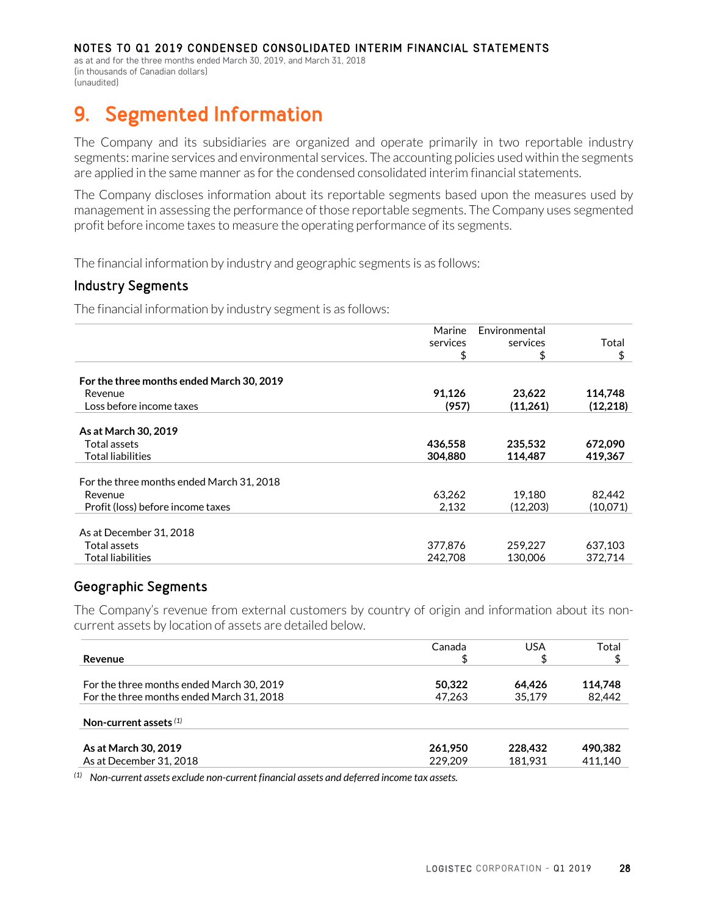NOTES TO Q1 2019 CONDENSED CONSOLIDATED INTERIM FINANCIAL STATEMENTS

as at and for the three months ended March 30, 2019, and March 31, 2018
(in thousands of Canadian dollars)
(unaudited)

# 9. Segmented Information

The Company and its subsidiaries are organized and operate primarily in two reportable industry segments: marine services and environmental services. The accounting policies used within the segments are applied in the same manner as for the condensed consolidated interim financial statements.

The Company discloses information about its reportable segments based upon the measures used by management in assessing the performance of those reportable segments. The Company uses segmented profit before income taxes to measure the operating performance of its segments.

The financial information by industry and geographic segments is as follows:

## Industry Segments

The financial information by industry segment is as follows:

| | Marine services $ | Environmental services $ | Total $ |
|---|---|---|---|
| **For the three months ended March 30, 2019** | | | |
| Revenue | **91,126** | **23,622** | **114,748** |
| Loss before income taxes | **(957)** | **(11,261)** | **(12,218)** |
| **As at March 30, 2019** | | | |
| Total assets | **436,558** | **235,532** | **672,090** |
| Total liabilities | **304,880** | **114,487** | **419,367** |
| For the three months ended March 31, 2018 | | | |
| Revenue | 63,262 | 19,180 | 82,442 |
| Profit (loss) before income taxes | 2,132 | (12,203) | (10,071) |
| As at December 31, 2018 | | | |
| Total assets | 377,876 | 259,227 | 637,103 |
| Total liabilities | 242,708 | 130,006 | 372,714 |

## Geographic Segments

The Company's revenue from external customers by country of origin and information about its non-current assets by location of assets are detailed below.

| **Revenue** | Canada $ | USA $ | Total $ |
|---|---|---|---|
| For the three months ended March 30, 2019 | **50,322** | **64,426** | **114,748** |
| For the three months ended March 31, 2018 | 47,263 | 35,179 | 82,442 |
| **Non-current assets** [(1)] | | | |
| **As at March 30, 2019** | **261,950** | **228,432** | **490,382** |
| As at December 31, 2018 | 229,209 | 181,931 | 411,140 |

[(1)] *Non-current assets exclude non-current financial assets and deferred income tax assets.*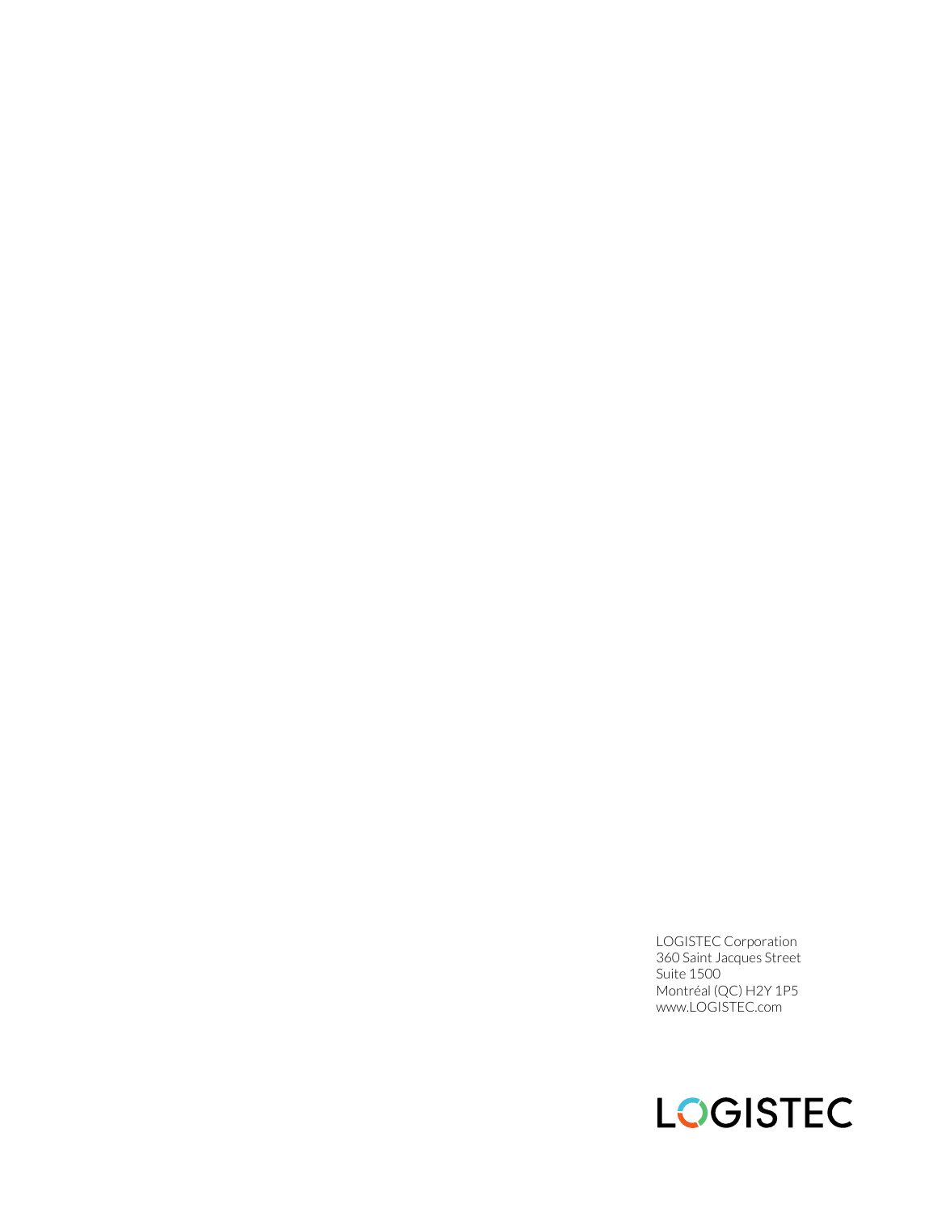LOGISTEC Corporation
360 Saint Jacques Street
Suite 1500
Montréal (QC) H2Y 1P5
www.LOGISTEC.com

LOGISTEC